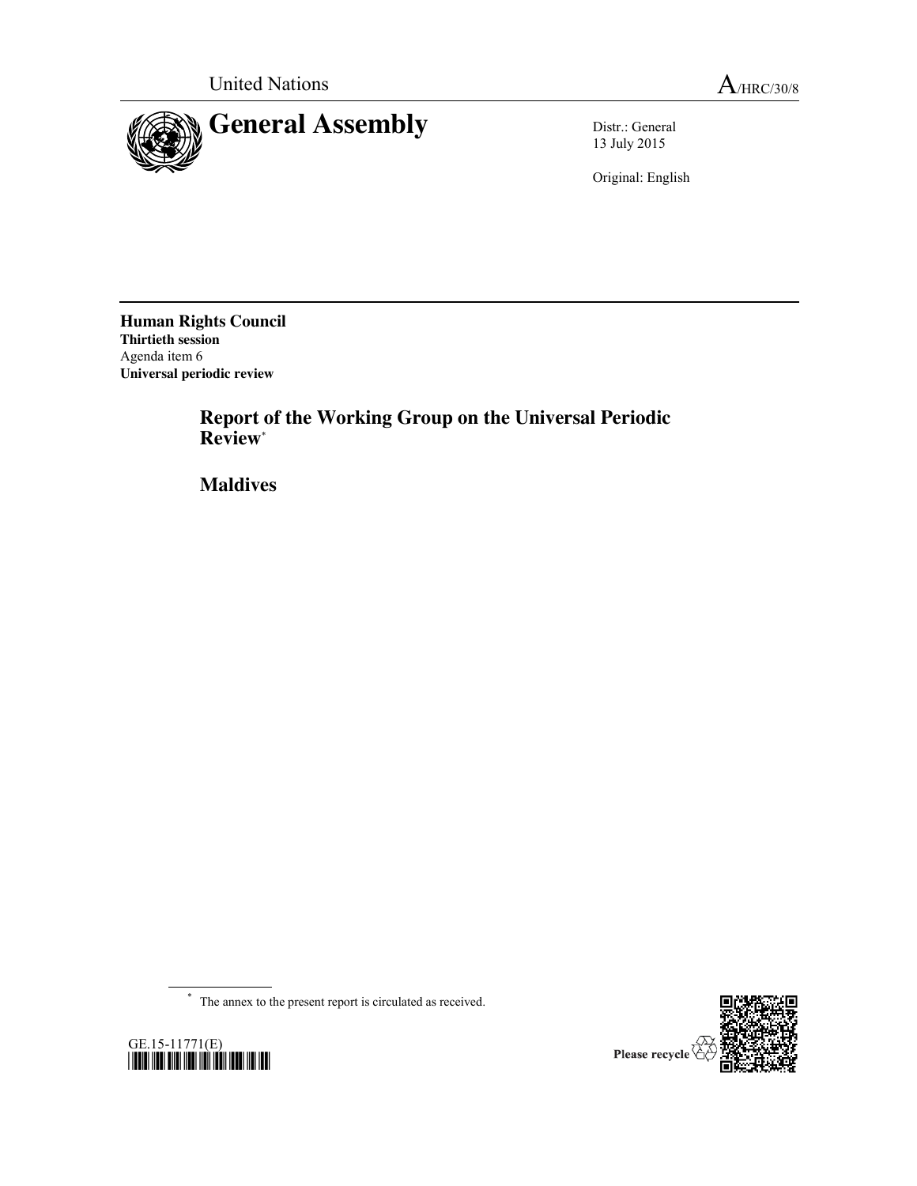United Nations

A/HRC/30/8

# General Assembly

Distr.: General
13 July 2015

Original: English

**Human Rights Council**
**Thirtieth session**
Agenda item 6
**Universal periodic review**

## Report of the Working Group on the Universal Periodic Review*

## Maldives

* The annex to the present report is circulated as received.

GE.15-11771(E)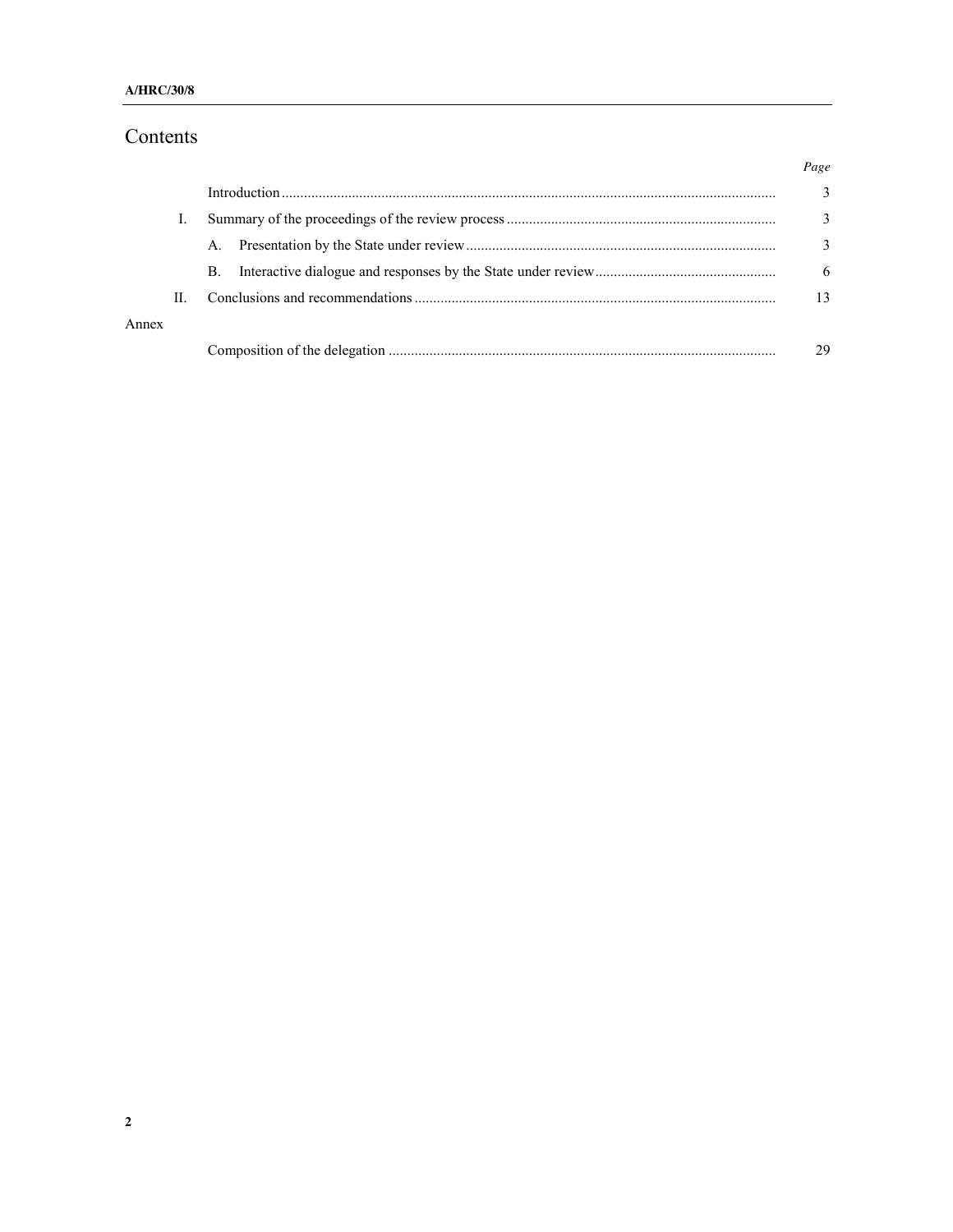# Contents

| | | Page |
|---|---|---|
| | Introduction | 3 |
| I. | Summary of the proceedings of the review process | 3 |
| | A. Presentation by the State under review | 3 |
| | B. Interactive dialogue and responses by the State under review | 6 |
| II. | Conclusions and recommendations | 13 |
| Annex | | |
| | Composition of the delegation | 29 |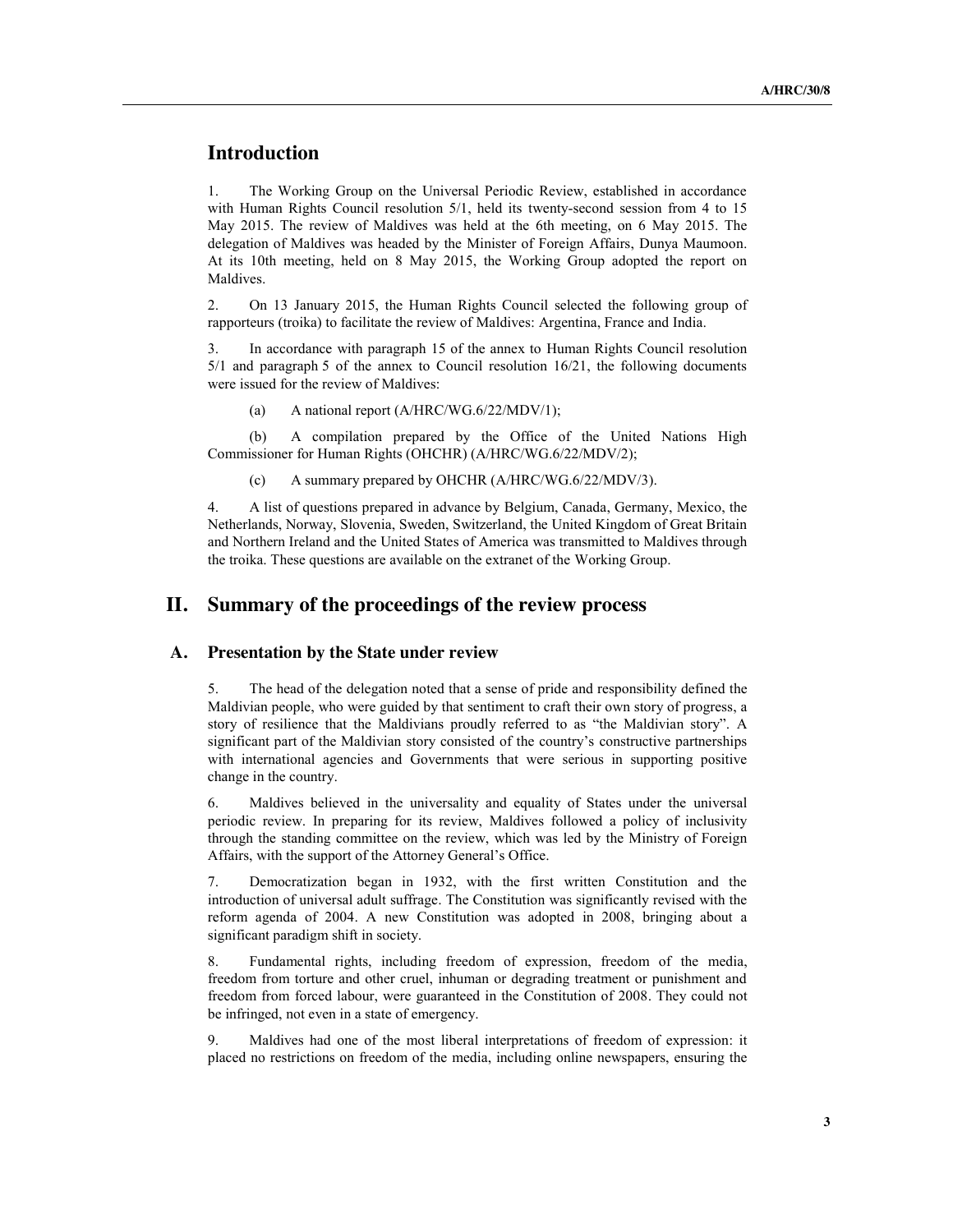# Introduction

1. The Working Group on the Universal Periodic Review, established in accordance with Human Rights Council resolution 5/1, held its twenty-second session from 4 to 15 May 2015. The review of Maldives was held at the 6th meeting, on 6 May 2015. The delegation of Maldives was headed by the Minister of Foreign Affairs, Dunya Maumoon. At its 10th meeting, held on 8 May 2015, the Working Group adopted the report on Maldives.

2. On 13 January 2015, the Human Rights Council selected the following group of rapporteurs (troika) to facilitate the review of Maldives: Argentina, France and India.

3. In accordance with paragraph 15 of the annex to Human Rights Council resolution 5/1 and paragraph 5 of the annex to Council resolution 16/21, the following documents were issued for the review of Maldives:

(a) A national report (A/HRC/WG.6/22/MDV/1);

(b) A compilation prepared by the Office of the United Nations High Commissioner for Human Rights (OHCHR) (A/HRC/WG.6/22/MDV/2);

(c) A summary prepared by OHCHR (A/HRC/WG.6/22/MDV/3).

4. A list of questions prepared in advance by Belgium, Canada, Germany, Mexico, the Netherlands, Norway, Slovenia, Sweden, Switzerland, the United Kingdom of Great Britain and Northern Ireland and the United States of America was transmitted to Maldives through the troika. These questions are available on the extranet of the Working Group.

# II. Summary of the proceedings of the review process

## A. Presentation by the State under review

5. The head of the delegation noted that a sense of pride and responsibility defined the Maldivian people, who were guided by that sentiment to craft their own story of progress, a story of resilience that the Maldivians proudly referred to as "the Maldivian story". A significant part of the Maldivian story consisted of the country's constructive partnerships with international agencies and Governments that were serious in supporting positive change in the country.

6. Maldives believed in the universality and equality of States under the universal periodic review. In preparing for its review, Maldives followed a policy of inclusivity through the standing committee on the review, which was led by the Ministry of Foreign Affairs, with the support of the Attorney General's Office.

7. Democratization began in 1932, with the first written Constitution and the introduction of universal adult suffrage. The Constitution was significantly revised with the reform agenda of 2004. A new Constitution was adopted in 2008, bringing about a significant paradigm shift in society.

8. Fundamental rights, including freedom of expression, freedom of the media, freedom from torture and other cruel, inhuman or degrading treatment or punishment and freedom from forced labour, were guaranteed in the Constitution of 2008. They could not be infringed, not even in a state of emergency.

9. Maldives had one of the most liberal interpretations of freedom of expression: it placed no restrictions on freedom of the media, including online newspapers, ensuring the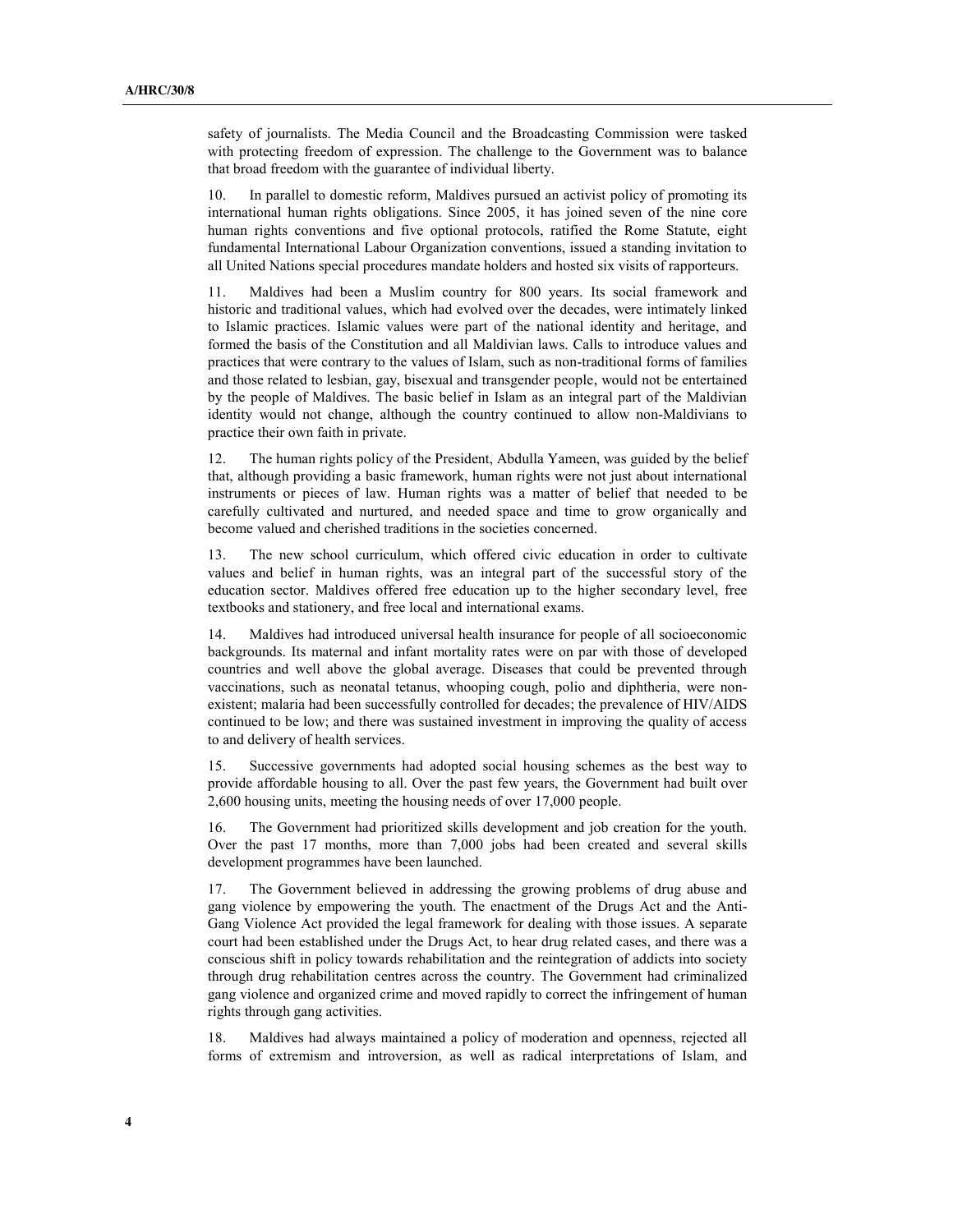safety of journalists. The Media Council and the Broadcasting Commission were tasked with protecting freedom of expression. The challenge to the Government was to balance that broad freedom with the guarantee of individual liberty.

10. In parallel to domestic reform, Maldives pursued an activist policy of promoting its international human rights obligations. Since 2005, it has joined seven of the nine core human rights conventions and five optional protocols, ratified the Rome Statute, eight fundamental International Labour Organization conventions, issued a standing invitation to all United Nations special procedures mandate holders and hosted six visits of rapporteurs.

11. Maldives had been a Muslim country for 800 years. Its social framework and historic and traditional values, which had evolved over the decades, were intimately linked to Islamic practices. Islamic values were part of the national identity and heritage, and formed the basis of the Constitution and all Maldivian laws. Calls to introduce values and practices that were contrary to the values of Islam, such as non-traditional forms of families and those related to lesbian, gay, bisexual and transgender people, would not be entertained by the people of Maldives. The basic belief in Islam as an integral part of the Maldivian identity would not change, although the country continued to allow non-Maldivians to practice their own faith in private.

12. The human rights policy of the President, Abdulla Yameen, was guided by the belief that, although providing a basic framework, human rights were not just about international instruments or pieces of law. Human rights was a matter of belief that needed to be carefully cultivated and nurtured, and needed space and time to grow organically and become valued and cherished traditions in the societies concerned.

13. The new school curriculum, which offered civic education in order to cultivate values and belief in human rights, was an integral part of the successful story of the education sector. Maldives offered free education up to the higher secondary level, free textbooks and stationery, and free local and international exams.

14. Maldives had introduced universal health insurance for people of all socioeconomic backgrounds. Its maternal and infant mortality rates were on par with those of developed countries and well above the global average. Diseases that could be prevented through vaccinations, such as neonatal tetanus, whooping cough, polio and diphtheria, were non-existent; malaria had been successfully controlled for decades; the prevalence of HIV/AIDS continued to be low; and there was sustained investment in improving the quality of access to and delivery of health services.

15. Successive governments had adopted social housing schemes as the best way to provide affordable housing to all. Over the past few years, the Government had built over 2,600 housing units, meeting the housing needs of over 17,000 people.

16. The Government had prioritized skills development and job creation for the youth. Over the past 17 months, more than 7,000 jobs had been created and several skills development programmes have been launched.

17. The Government believed in addressing the growing problems of drug abuse and gang violence by empowering the youth. The enactment of the Drugs Act and the Anti-Gang Violence Act provided the legal framework for dealing with those issues. A separate court had been established under the Drugs Act, to hear drug related cases, and there was a conscious shift in policy towards rehabilitation and the reintegration of addicts into society through drug rehabilitation centres across the country. The Government had criminalized gang violence and organized crime and moved rapidly to correct the infringement of human rights through gang activities.

18. Maldives had always maintained a policy of moderation and openness, rejected all forms of extremism and introversion, as well as radical interpretations of Islam, and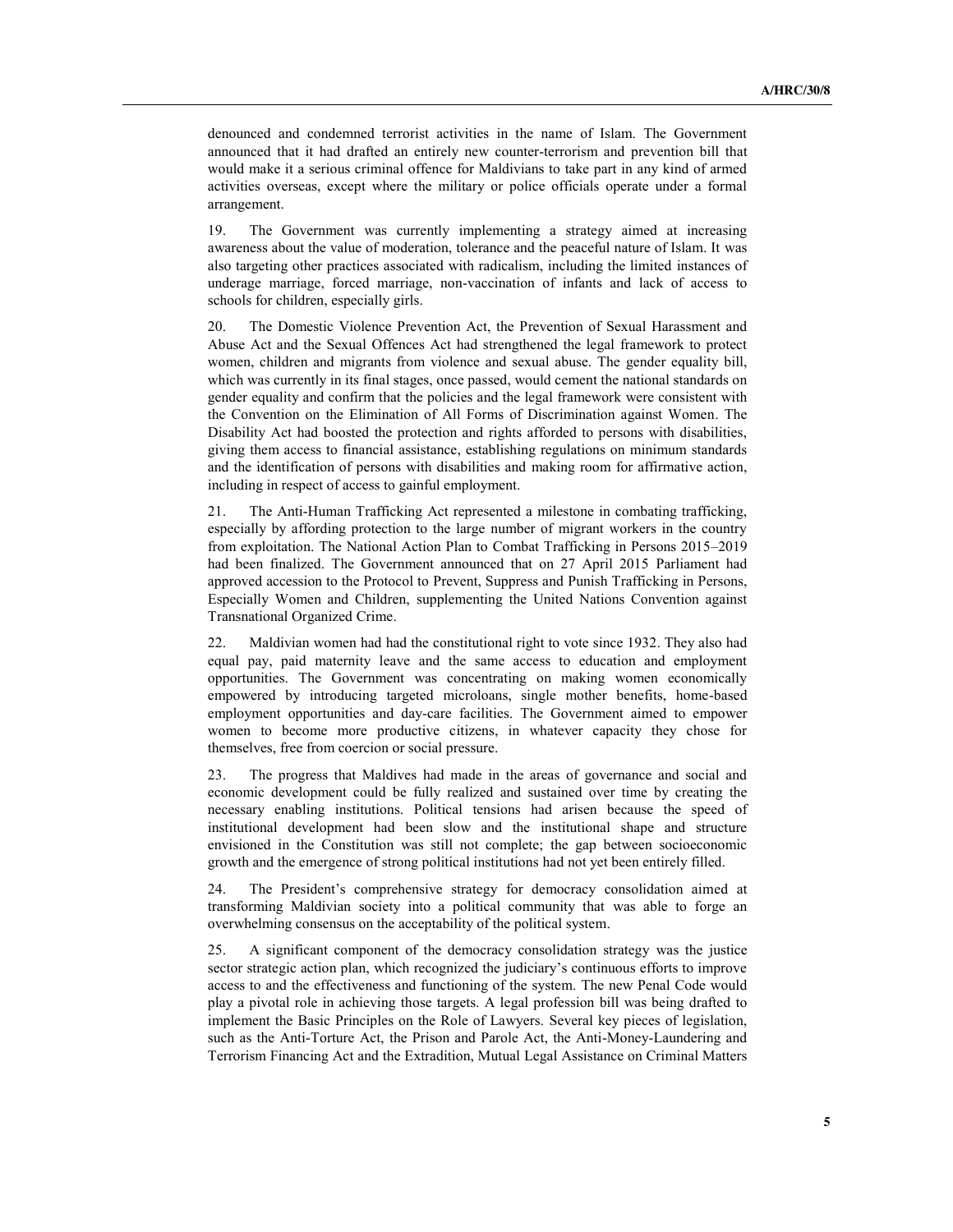denounced and condemned terrorist activities in the name of Islam. The Government announced that it had drafted an entirely new counter-terrorism and prevention bill that would make it a serious criminal offence for Maldivians to take part in any kind of armed activities overseas, except where the military or police officials operate under a formal arrangement.

19. The Government was currently implementing a strategy aimed at increasing awareness about the value of moderation, tolerance and the peaceful nature of Islam. It was also targeting other practices associated with radicalism, including the limited instances of underage marriage, forced marriage, non-vaccination of infants and lack of access to schools for children, especially girls.

20. The Domestic Violence Prevention Act, the Prevention of Sexual Harassment and Abuse Act and the Sexual Offences Act had strengthened the legal framework to protect women, children and migrants from violence and sexual abuse. The gender equality bill, which was currently in its final stages, once passed, would cement the national standards on gender equality and confirm that the policies and the legal framework were consistent with the Convention on the Elimination of All Forms of Discrimination against Women. The Disability Act had boosted the protection and rights afforded to persons with disabilities, giving them access to financial assistance, establishing regulations on minimum standards and the identification of persons with disabilities and making room for affirmative action, including in respect of access to gainful employment.

21. The Anti-Human Trafficking Act represented a milestone in combating trafficking, especially by affording protection to the large number of migrant workers in the country from exploitation. The National Action Plan to Combat Trafficking in Persons 2015–2019 had been finalized. The Government announced that on 27 April 2015 Parliament had approved accession to the Protocol to Prevent, Suppress and Punish Trafficking in Persons, Especially Women and Children, supplementing the United Nations Convention against Transnational Organized Crime.

22. Maldivian women had had the constitutional right to vote since 1932. They also had equal pay, paid maternity leave and the same access to education and employment opportunities. The Government was concentrating on making women economically empowered by introducing targeted microloans, single mother benefits, home-based employment opportunities and day-care facilities. The Government aimed to empower women to become more productive citizens, in whatever capacity they chose for themselves, free from coercion or social pressure.

23. The progress that Maldives had made in the areas of governance and social and economic development could be fully realized and sustained over time by creating the necessary enabling institutions. Political tensions had arisen because the speed of institutional development had been slow and the institutional shape and structure envisioned in the Constitution was still not complete; the gap between socioeconomic growth and the emergence of strong political institutions had not yet been entirely filled.

24. The President's comprehensive strategy for democracy consolidation aimed at transforming Maldivian society into a political community that was able to forge an overwhelming consensus on the acceptability of the political system.

25. A significant component of the democracy consolidation strategy was the justice sector strategic action plan, which recognized the judiciary's continuous efforts to improve access to and the effectiveness and functioning of the system. The new Penal Code would play a pivotal role in achieving those targets. A legal profession bill was being drafted to implement the Basic Principles on the Role of Lawyers. Several key pieces of legislation, such as the Anti-Torture Act, the Prison and Parole Act, the Anti-Money-Laundering and Terrorism Financing Act and the Extradition, Mutual Legal Assistance on Criminal Matters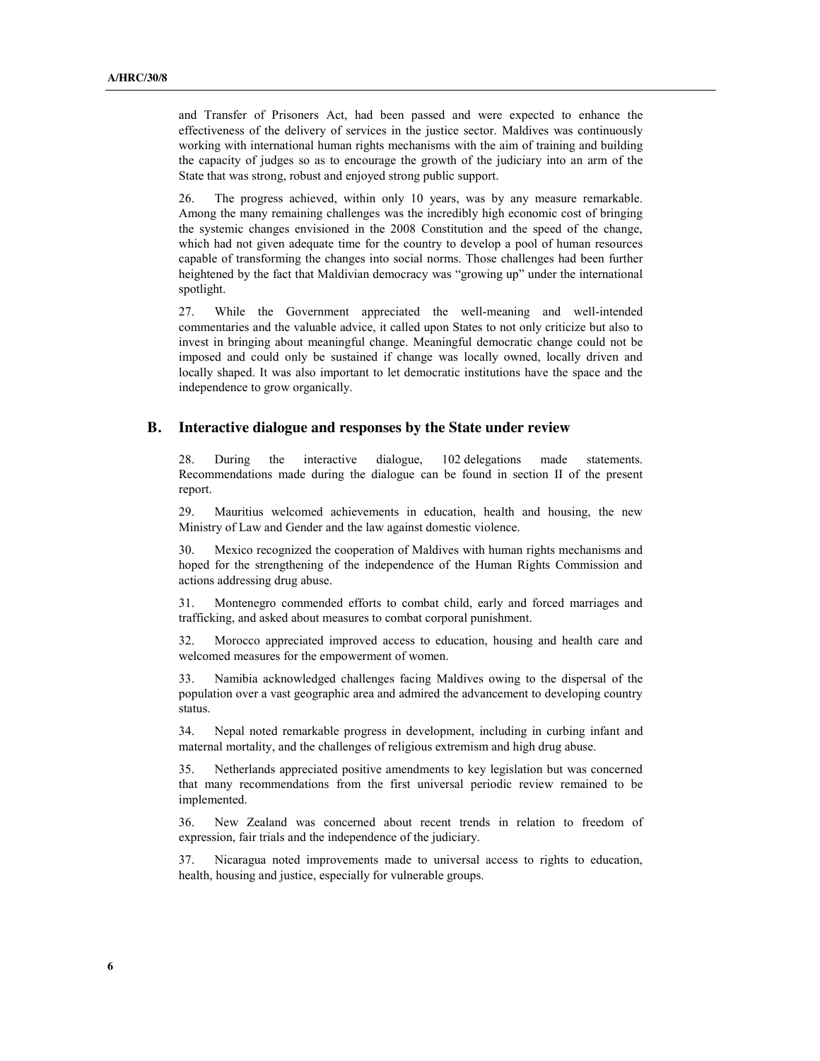and Transfer of Prisoners Act, had been passed and were expected to enhance the effectiveness of the delivery of services in the justice sector. Maldives was continuously working with international human rights mechanisms with the aim of training and building the capacity of judges so as to encourage the growth of the judiciary into an arm of the State that was strong, robust and enjoyed strong public support.

26. The progress achieved, within only 10 years, was by any measure remarkable. Among the many remaining challenges was the incredibly high economic cost of bringing the systemic changes envisioned in the 2008 Constitution and the speed of the change, which had not given adequate time for the country to develop a pool of human resources capable of transforming the changes into social norms. Those challenges had been further heightened by the fact that Maldivian democracy was "growing up" under the international spotlight.

27. While the Government appreciated the well-meaning and well-intended commentaries and the valuable advice, it called upon States to not only criticize but also to invest in bringing about meaningful change. Meaningful democratic change could not be imposed and could only be sustained if change was locally owned, locally driven and locally shaped. It was also important to let democratic institutions have the space and the independence to grow organically.

## B. Interactive dialogue and responses by the State under review

28. During the interactive dialogue, 102 delegations made statements. Recommendations made during the dialogue can be found in section II of the present report.

29. Mauritius welcomed achievements in education, health and housing, the new Ministry of Law and Gender and the law against domestic violence.

30. Mexico recognized the cooperation of Maldives with human rights mechanisms and hoped for the strengthening of the independence of the Human Rights Commission and actions addressing drug abuse.

31. Montenegro commended efforts to combat child, early and forced marriages and trafficking, and asked about measures to combat corporal punishment.

32. Morocco appreciated improved access to education, housing and health care and welcomed measures for the empowerment of women.

33. Namibia acknowledged challenges facing Maldives owing to the dispersal of the population over a vast geographic area and admired the advancement to developing country status.

34. Nepal noted remarkable progress in development, including in curbing infant and maternal mortality, and the challenges of religious extremism and high drug abuse.

35. Netherlands appreciated positive amendments to key legislation but was concerned that many recommendations from the first universal periodic review remained to be implemented.

36. New Zealand was concerned about recent trends in relation to freedom of expression, fair trials and the independence of the judiciary.

37. Nicaragua noted improvements made to universal access to rights to education, health, housing and justice, especially for vulnerable groups.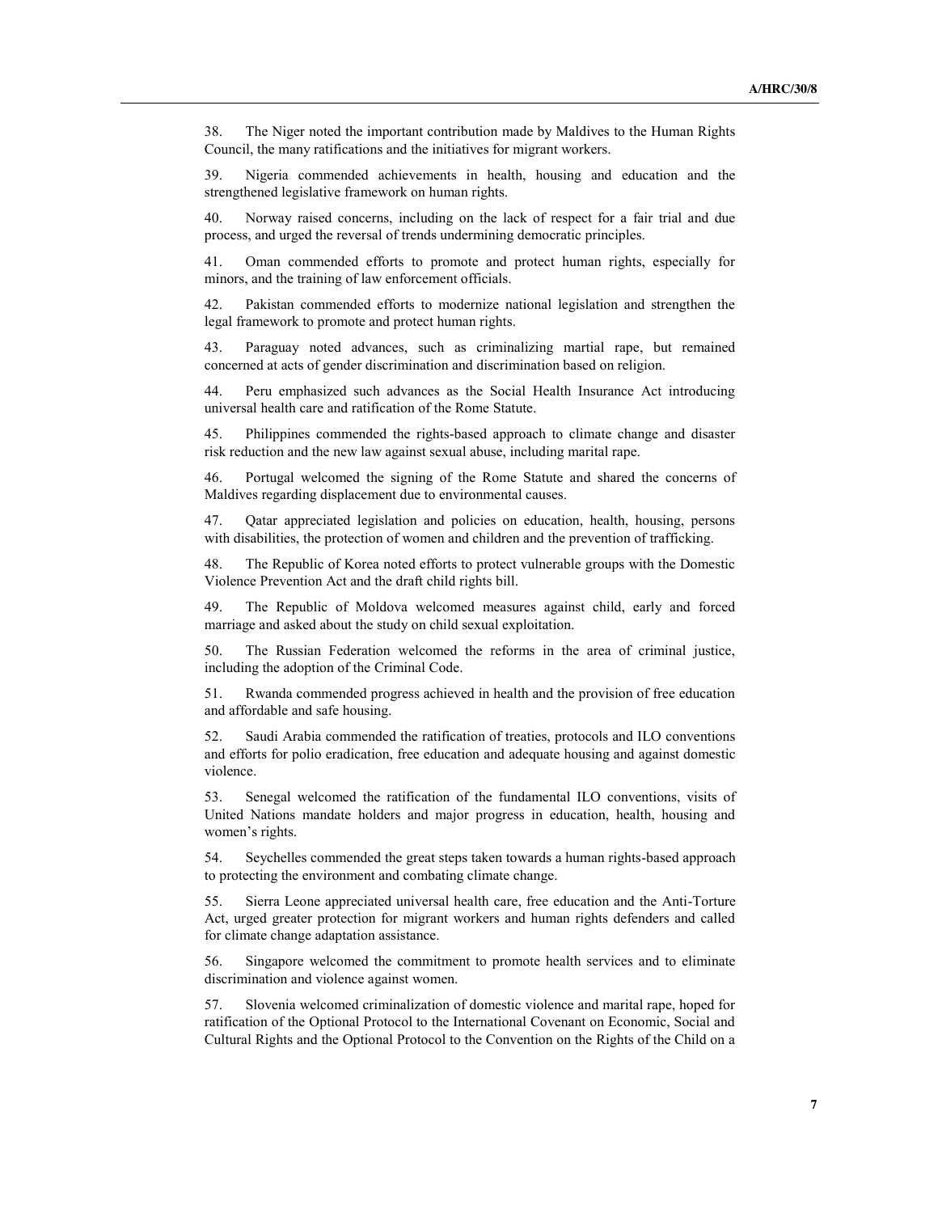38. The Niger noted the important contribution made by Maldives to the Human Rights Council, the many ratifications and the initiatives for migrant workers.

39. Nigeria commended achievements in health, housing and education and the strengthened legislative framework on human rights.

40. Norway raised concerns, including on the lack of respect for a fair trial and due process, and urged the reversal of trends undermining democratic principles.

41. Oman commended efforts to promote and protect human rights, especially for minors, and the training of law enforcement officials.

42. Pakistan commended efforts to modernize national legislation and strengthen the legal framework to promote and protect human rights.

43. Paraguay noted advances, such as criminalizing martial rape, but remained concerned at acts of gender discrimination and discrimination based on religion.

44. Peru emphasized such advances as the Social Health Insurance Act introducing universal health care and ratification of the Rome Statute.

45. Philippines commended the rights-based approach to climate change and disaster risk reduction and the new law against sexual abuse, including marital rape.

46. Portugal welcomed the signing of the Rome Statute and shared the concerns of Maldives regarding displacement due to environmental causes.

47. Qatar appreciated legislation and policies on education, health, housing, persons with disabilities, the protection of women and children and the prevention of trafficking.

48. The Republic of Korea noted efforts to protect vulnerable groups with the Domestic Violence Prevention Act and the draft child rights bill.

49. The Republic of Moldova welcomed measures against child, early and forced marriage and asked about the study on child sexual exploitation.

50. The Russian Federation welcomed the reforms in the area of criminal justice, including the adoption of the Criminal Code.

51. Rwanda commended progress achieved in health and the provision of free education and affordable and safe housing.

52. Saudi Arabia commended the ratification of treaties, protocols and ILO conventions and efforts for polio eradication, free education and adequate housing and against domestic violence.

53. Senegal welcomed the ratification of the fundamental ILO conventions, visits of United Nations mandate holders and major progress in education, health, housing and women's rights.

54. Seychelles commended the great steps taken towards a human rights-based approach to protecting the environment and combating climate change.

55. Sierra Leone appreciated universal health care, free education and the Anti-Torture Act, urged greater protection for migrant workers and human rights defenders and called for climate change adaptation assistance.

56. Singapore welcomed the commitment to promote health services and to eliminate discrimination and violence against women.

57. Slovenia welcomed criminalization of domestic violence and marital rape, hoped for ratification of the Optional Protocol to the International Covenant on Economic, Social and Cultural Rights and the Optional Protocol to the Convention on the Rights of the Child on a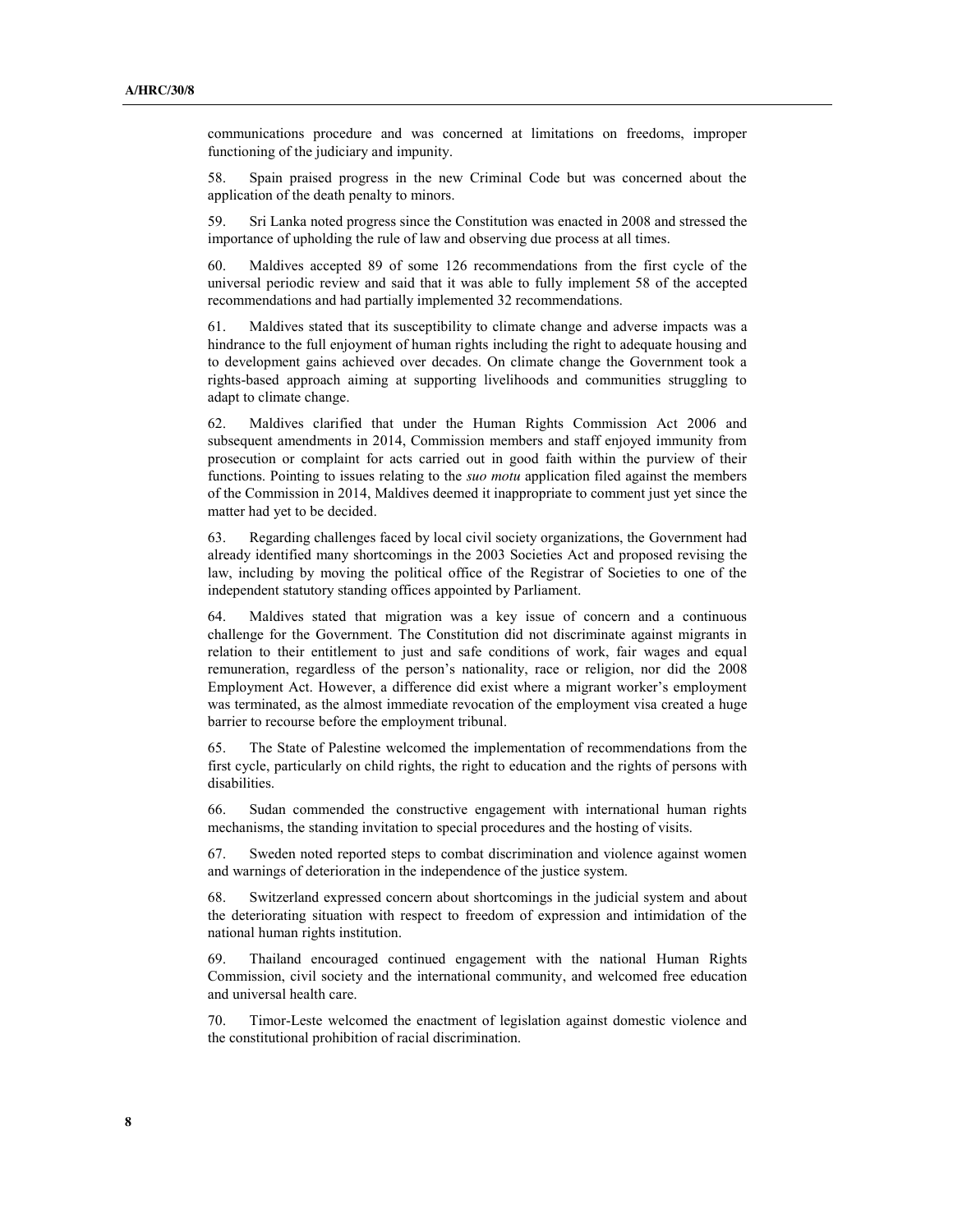communications procedure and was concerned at limitations on freedoms, improper functioning of the judiciary and impunity.

58. Spain praised progress in the new Criminal Code but was concerned about the application of the death penalty to minors.

59. Sri Lanka noted progress since the Constitution was enacted in 2008 and stressed the importance of upholding the rule of law and observing due process at all times.

60. Maldives accepted 89 of some 126 recommendations from the first cycle of the universal periodic review and said that it was able to fully implement 58 of the accepted recommendations and had partially implemented 32 recommendations.

61. Maldives stated that its susceptibility to climate change and adverse impacts was a hindrance to the full enjoyment of human rights including the right to adequate housing and to development gains achieved over decades. On climate change the Government took a rights-based approach aiming at supporting livelihoods and communities struggling to adapt to climate change.

62. Maldives clarified that under the Human Rights Commission Act 2006 and subsequent amendments in 2014, Commission members and staff enjoyed immunity from prosecution or complaint for acts carried out in good faith within the purview of their functions. Pointing to issues relating to the *suo motu* application filed against the members of the Commission in 2014, Maldives deemed it inappropriate to comment just yet since the matter had yet to be decided.

63. Regarding challenges faced by local civil society organizations, the Government had already identified many shortcomings in the 2003 Societies Act and proposed revising the law, including by moving the political office of the Registrar of Societies to one of the independent statutory standing offices appointed by Parliament.

64. Maldives stated that migration was a key issue of concern and a continuous challenge for the Government. The Constitution did not discriminate against migrants in relation to their entitlement to just and safe conditions of work, fair wages and equal remuneration, regardless of the person's nationality, race or religion, nor did the 2008 Employment Act. However, a difference did exist where a migrant worker's employment was terminated, as the almost immediate revocation of the employment visa created a huge barrier to recourse before the employment tribunal.

65. The State of Palestine welcomed the implementation of recommendations from the first cycle, particularly on child rights, the right to education and the rights of persons with disabilities.

66. Sudan commended the constructive engagement with international human rights mechanisms, the standing invitation to special procedures and the hosting of visits.

67. Sweden noted reported steps to combat discrimination and violence against women and warnings of deterioration in the independence of the justice system.

68. Switzerland expressed concern about shortcomings in the judicial system and about the deteriorating situation with respect to freedom of expression and intimidation of the national human rights institution.

69. Thailand encouraged continued engagement with the national Human Rights Commission, civil society and the international community, and welcomed free education and universal health care.

70. Timor-Leste welcomed the enactment of legislation against domestic violence and the constitutional prohibition of racial discrimination.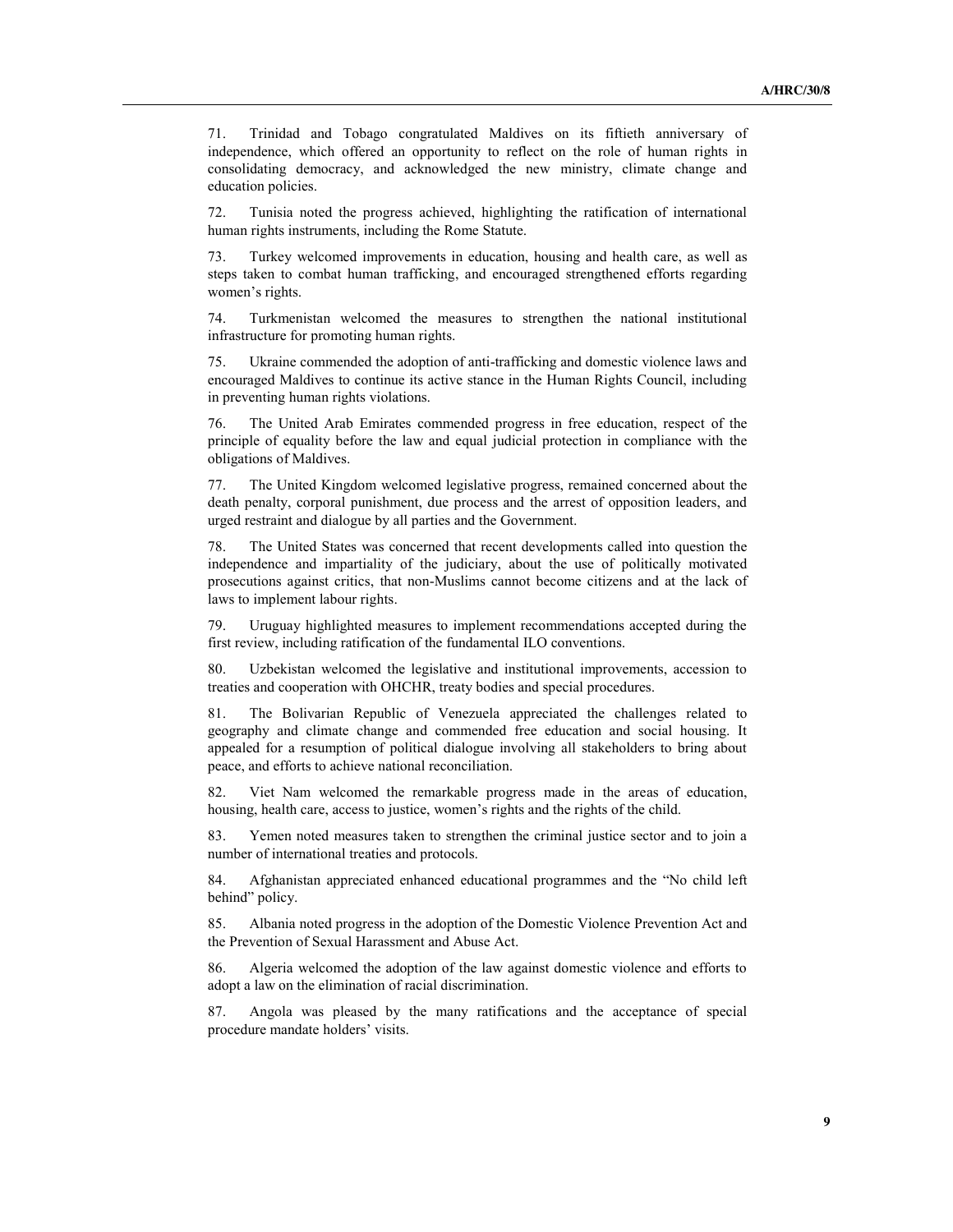71. Trinidad and Tobago congratulated Maldives on its fiftieth anniversary of independence, which offered an opportunity to reflect on the role of human rights in consolidating democracy, and acknowledged the new ministry, climate change and education policies.

72. Tunisia noted the progress achieved, highlighting the ratification of international human rights instruments, including the Rome Statute.

73. Turkey welcomed improvements in education, housing and health care, as well as steps taken to combat human trafficking, and encouraged strengthened efforts regarding women's rights.

74. Turkmenistan welcomed the measures to strengthen the national institutional infrastructure for promoting human rights.

75. Ukraine commended the adoption of anti-trafficking and domestic violence laws and encouraged Maldives to continue its active stance in the Human Rights Council, including in preventing human rights violations.

76. The United Arab Emirates commended progress in free education, respect of the principle of equality before the law and equal judicial protection in compliance with the obligations of Maldives.

77. The United Kingdom welcomed legislative progress, remained concerned about the death penalty, corporal punishment, due process and the arrest of opposition leaders, and urged restraint and dialogue by all parties and the Government.

78. The United States was concerned that recent developments called into question the independence and impartiality of the judiciary, about the use of politically motivated prosecutions against critics, that non-Muslims cannot become citizens and at the lack of laws to implement labour rights.

79. Uruguay highlighted measures to implement recommendations accepted during the first review, including ratification of the fundamental ILO conventions.

80. Uzbekistan welcomed the legislative and institutional improvements, accession to treaties and cooperation with OHCHR, treaty bodies and special procedures.

81. The Bolivarian Republic of Venezuela appreciated the challenges related to geography and climate change and commended free education and social housing. It appealed for a resumption of political dialogue involving all stakeholders to bring about peace, and efforts to achieve national reconciliation.

82. Viet Nam welcomed the remarkable progress made in the areas of education, housing, health care, access to justice, women's rights and the rights of the child.

83. Yemen noted measures taken to strengthen the criminal justice sector and to join a number of international treaties and protocols.

84. Afghanistan appreciated enhanced educational programmes and the "No child left behind" policy.

85. Albania noted progress in the adoption of the Domestic Violence Prevention Act and the Prevention of Sexual Harassment and Abuse Act.

86. Algeria welcomed the adoption of the law against domestic violence and efforts to adopt a law on the elimination of racial discrimination.

87. Angola was pleased by the many ratifications and the acceptance of special procedure mandate holders' visits.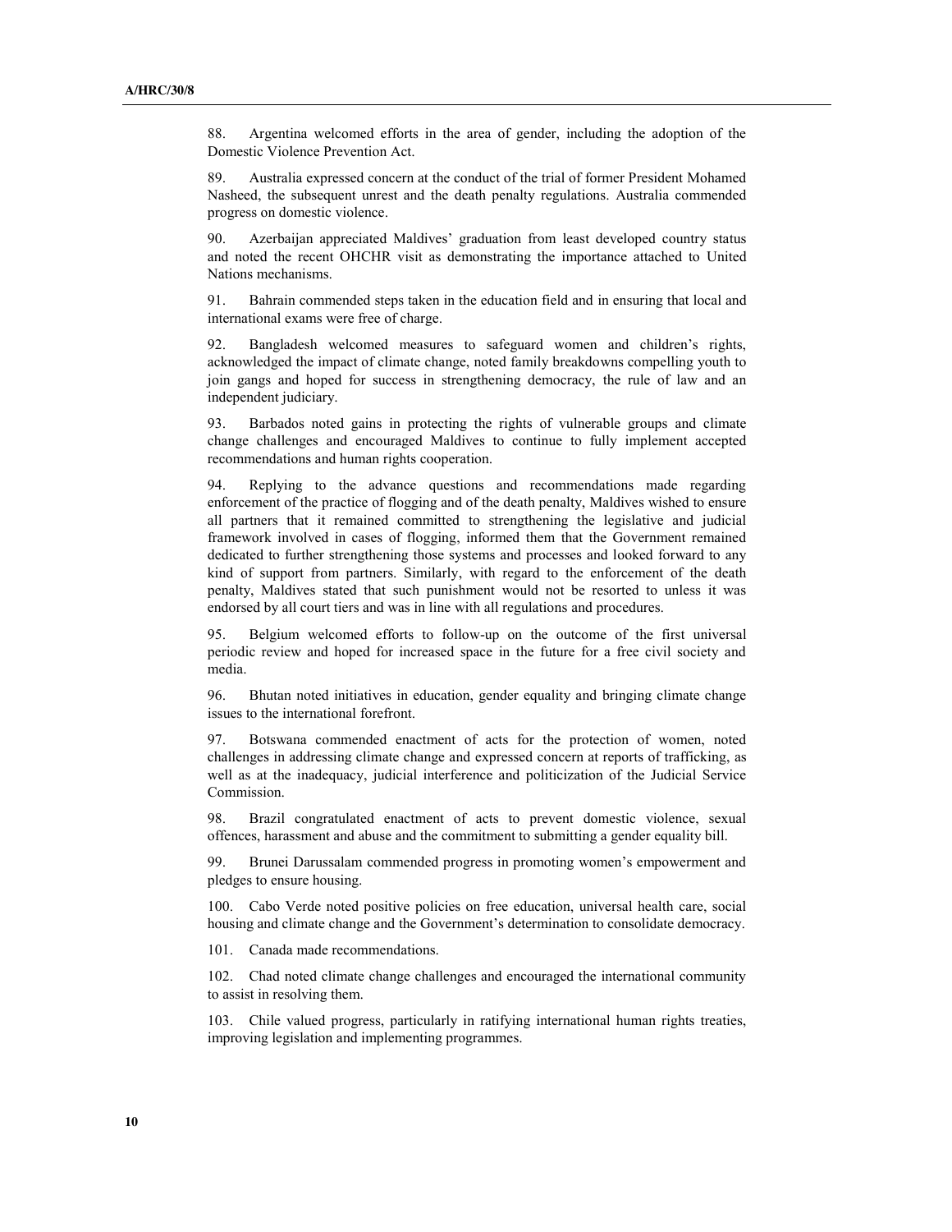88. Argentina welcomed efforts in the area of gender, including the adoption of the Domestic Violence Prevention Act.

89. Australia expressed concern at the conduct of the trial of former President Mohamed Nasheed, the subsequent unrest and the death penalty regulations. Australia commended progress on domestic violence.

90. Azerbaijan appreciated Maldives' graduation from least developed country status and noted the recent OHCHR visit as demonstrating the importance attached to United Nations mechanisms.

91. Bahrain commended steps taken in the education field and in ensuring that local and international exams were free of charge.

92. Bangladesh welcomed measures to safeguard women and children's rights, acknowledged the impact of climate change, noted family breakdowns compelling youth to join gangs and hoped for success in strengthening democracy, the rule of law and an independent judiciary.

93. Barbados noted gains in protecting the rights of vulnerable groups and climate change challenges and encouraged Maldives to continue to fully implement accepted recommendations and human rights cooperation.

94. Replying to the advance questions and recommendations made regarding enforcement of the practice of flogging and of the death penalty, Maldives wished to ensure all partners that it remained committed to strengthening the legislative and judicial framework involved in cases of flogging, informed them that the Government remained dedicated to further strengthening those systems and processes and looked forward to any kind of support from partners. Similarly, with regard to the enforcement of the death penalty, Maldives stated that such punishment would not be resorted to unless it was endorsed by all court tiers and was in line with all regulations and procedures.

95. Belgium welcomed efforts to follow-up on the outcome of the first universal periodic review and hoped for increased space in the future for a free civil society and media.

96. Bhutan noted initiatives in education, gender equality and bringing climate change issues to the international forefront.

97. Botswana commended enactment of acts for the protection of women, noted challenges in addressing climate change and expressed concern at reports of trafficking, as well as at the inadequacy, judicial interference and politicization of the Judicial Service Commission.

98. Brazil congratulated enactment of acts to prevent domestic violence, sexual offences, harassment and abuse and the commitment to submitting a gender equality bill.

99. Brunei Darussalam commended progress in promoting women's empowerment and pledges to ensure housing.

100. Cabo Verde noted positive policies on free education, universal health care, social housing and climate change and the Government's determination to consolidate democracy.

101. Canada made recommendations.

102. Chad noted climate change challenges and encouraged the international community to assist in resolving them.

103. Chile valued progress, particularly in ratifying international human rights treaties, improving legislation and implementing programmes.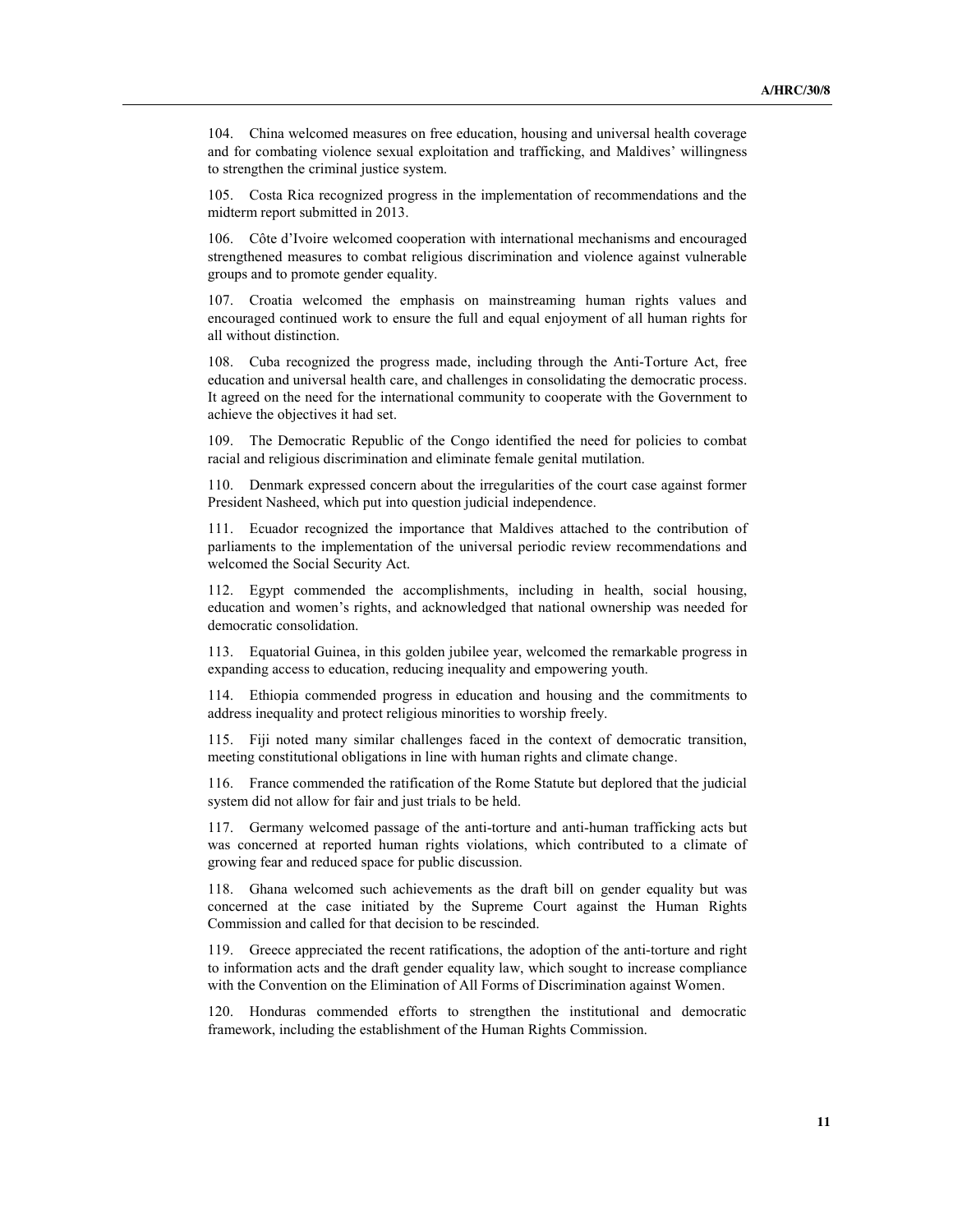104. China welcomed measures on free education, housing and universal health coverage and for combating violence sexual exploitation and trafficking, and Maldives' willingness to strengthen the criminal justice system.

105. Costa Rica recognized progress in the implementation of recommendations and the midterm report submitted in 2013.

106. Côte d'Ivoire welcomed cooperation with international mechanisms and encouraged strengthened measures to combat religious discrimination and violence against vulnerable groups and to promote gender equality.

107. Croatia welcomed the emphasis on mainstreaming human rights values and encouraged continued work to ensure the full and equal enjoyment of all human rights for all without distinction.

108. Cuba recognized the progress made, including through the Anti-Torture Act, free education and universal health care, and challenges in consolidating the democratic process. It agreed on the need for the international community to cooperate with the Government to achieve the objectives it had set.

109. The Democratic Republic of the Congo identified the need for policies to combat racial and religious discrimination and eliminate female genital mutilation.

110. Denmark expressed concern about the irregularities of the court case against former President Nasheed, which put into question judicial independence.

111. Ecuador recognized the importance that Maldives attached to the contribution of parliaments to the implementation of the universal periodic review recommendations and welcomed the Social Security Act.

112. Egypt commended the accomplishments, including in health, social housing, education and women's rights, and acknowledged that national ownership was needed for democratic consolidation.

113. Equatorial Guinea, in this golden jubilee year, welcomed the remarkable progress in expanding access to education, reducing inequality and empowering youth.

114. Ethiopia commended progress in education and housing and the commitments to address inequality and protect religious minorities to worship freely.

115. Fiji noted many similar challenges faced in the context of democratic transition, meeting constitutional obligations in line with human rights and climate change.

116. France commended the ratification of the Rome Statute but deplored that the judicial system did not allow for fair and just trials to be held.

117. Germany welcomed passage of the anti-torture and anti-human trafficking acts but was concerned at reported human rights violations, which contributed to a climate of growing fear and reduced space for public discussion.

118. Ghana welcomed such achievements as the draft bill on gender equality but was concerned at the case initiated by the Supreme Court against the Human Rights Commission and called for that decision to be rescinded.

119. Greece appreciated the recent ratifications, the adoption of the anti-torture and right to information acts and the draft gender equality law, which sought to increase compliance with the Convention on the Elimination of All Forms of Discrimination against Women.

120. Honduras commended efforts to strengthen the institutional and democratic framework, including the establishment of the Human Rights Commission.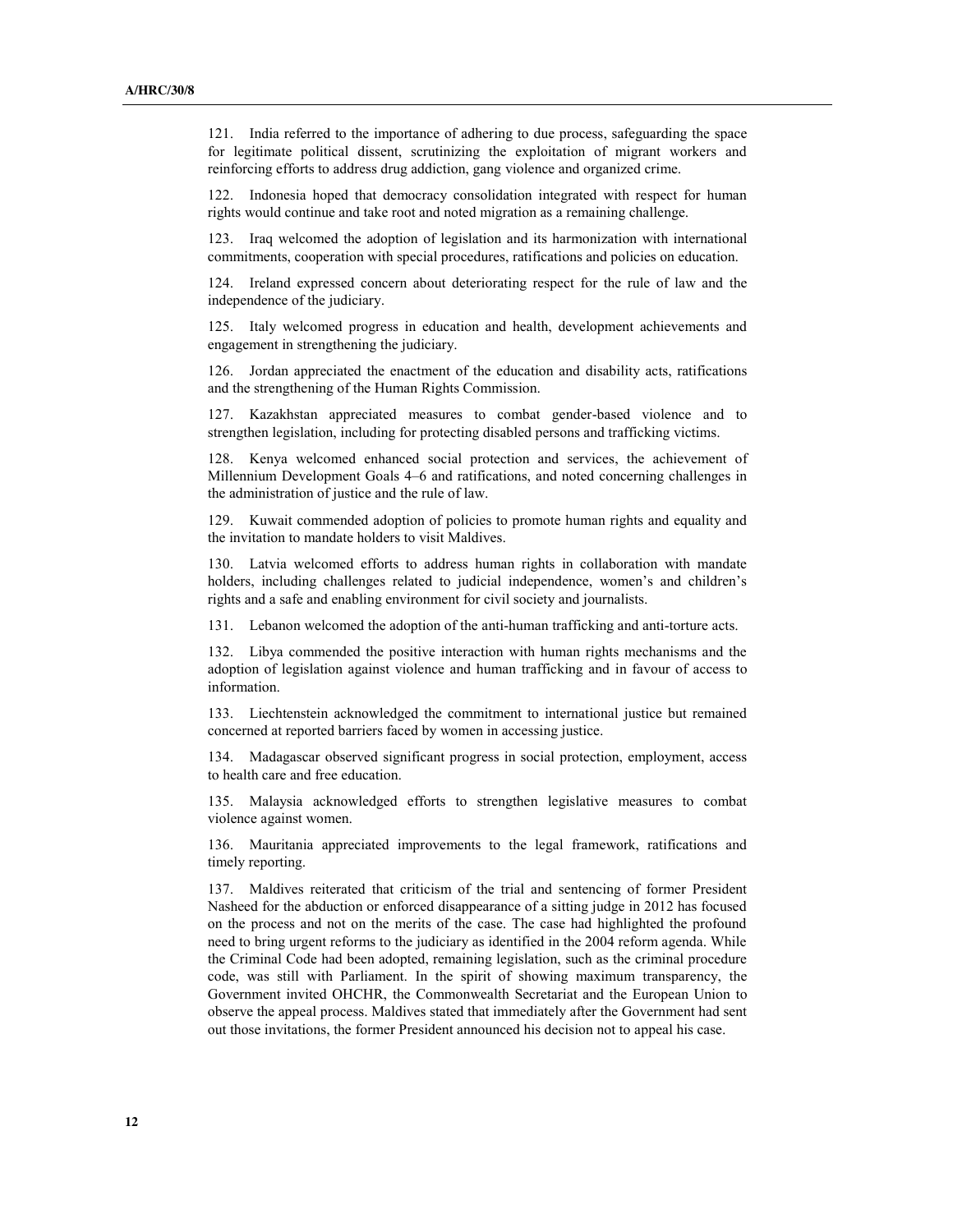121. India referred to the importance of adhering to due process, safeguarding the space for legitimate political dissent, scrutinizing the exploitation of migrant workers and reinforcing efforts to address drug addiction, gang violence and organized crime.

122. Indonesia hoped that democracy consolidation integrated with respect for human rights would continue and take root and noted migration as a remaining challenge.

123. Iraq welcomed the adoption of legislation and its harmonization with international commitments, cooperation with special procedures, ratifications and policies on education.

124. Ireland expressed concern about deteriorating respect for the rule of law and the independence of the judiciary.

125. Italy welcomed progress in education and health, development achievements and engagement in strengthening the judiciary.

126. Jordan appreciated the enactment of the education and disability acts, ratifications and the strengthening of the Human Rights Commission.

127. Kazakhstan appreciated measures to combat gender-based violence and to strengthen legislation, including for protecting disabled persons and trafficking victims.

128. Kenya welcomed enhanced social protection and services, the achievement of Millennium Development Goals 4–6 and ratifications, and noted concerning challenges in the administration of justice and the rule of law.

129. Kuwait commended adoption of policies to promote human rights and equality and the invitation to mandate holders to visit Maldives.

130. Latvia welcomed efforts to address human rights in collaboration with mandate holders, including challenges related to judicial independence, women's and children's rights and a safe and enabling environment for civil society and journalists.

131. Lebanon welcomed the adoption of the anti-human trafficking and anti-torture acts.

132. Libya commended the positive interaction with human rights mechanisms and the adoption of legislation against violence and human trafficking and in favour of access to information.

133. Liechtenstein acknowledged the commitment to international justice but remained concerned at reported barriers faced by women in accessing justice.

134. Madagascar observed significant progress in social protection, employment, access to health care and free education.

135. Malaysia acknowledged efforts to strengthen legislative measures to combat violence against women.

136. Mauritania appreciated improvements to the legal framework, ratifications and timely reporting.

137. Maldives reiterated that criticism of the trial and sentencing of former President Nasheed for the abduction or enforced disappearance of a sitting judge in 2012 has focused on the process and not on the merits of the case. The case had highlighted the profound need to bring urgent reforms to the judiciary as identified in the 2004 reform agenda. While the Criminal Code had been adopted, remaining legislation, such as the criminal procedure code, was still with Parliament. In the spirit of showing maximum transparency, the Government invited OHCHR, the Commonwealth Secretariat and the European Union to observe the appeal process. Maldives stated that immediately after the Government had sent out those invitations, the former President announced his decision not to appeal his case.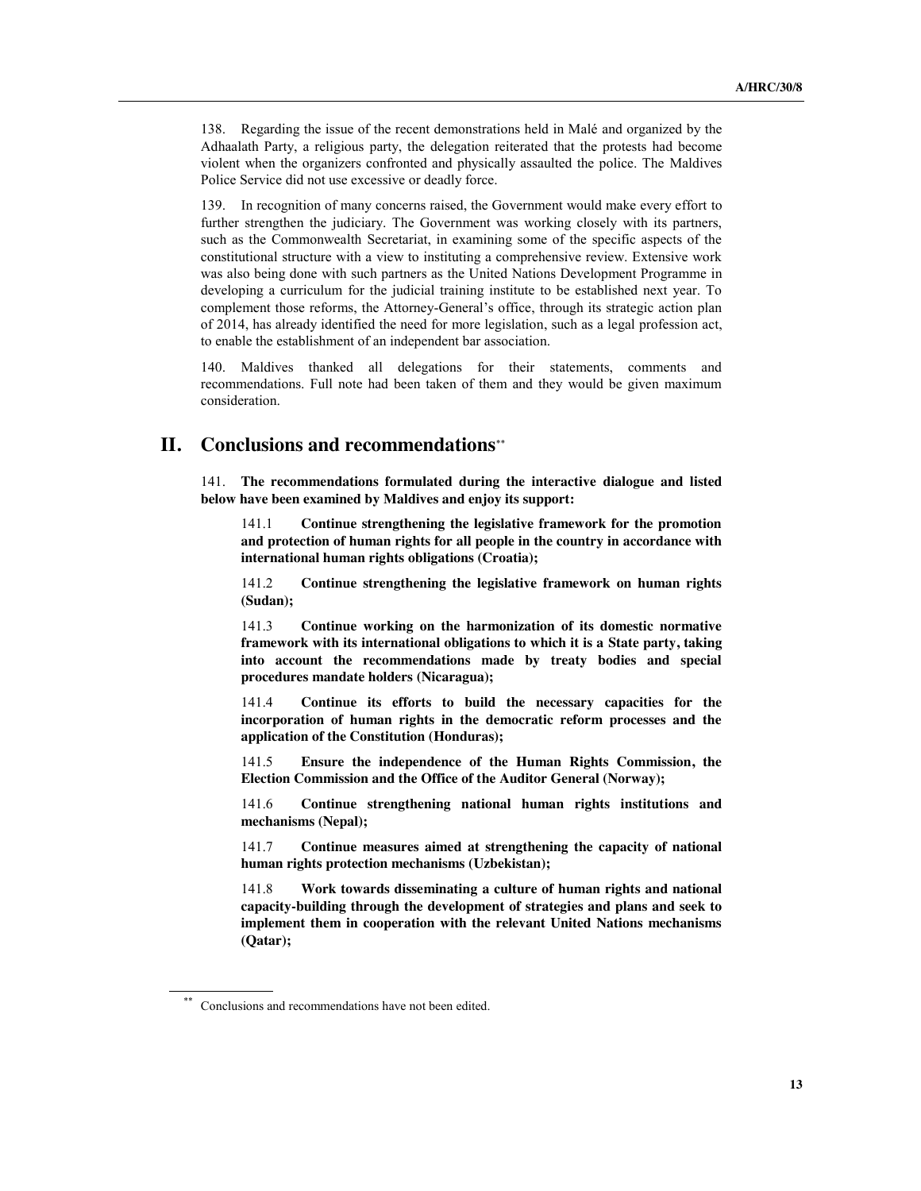138. Regarding the issue of the recent demonstrations held in Malé and organized by the Adhaalath Party, a religious party, the delegation reiterated that the protests had become violent when the organizers confronted and physically assaulted the police. The Maldives Police Service did not use excessive or deadly force.

139. In recognition of many concerns raised, the Government would make every effort to further strengthen the judiciary. The Government was working closely with its partners, such as the Commonwealth Secretariat, in examining some of the specific aspects of the constitutional structure with a view to instituting a comprehensive review. Extensive work was also being done with such partners as the United Nations Development Programme in developing a curriculum for the judicial training institute to be established next year. To complement those reforms, the Attorney-General's office, through its strategic action plan of 2014, has already identified the need for more legislation, such as a legal profession act, to enable the establishment of an independent bar association.

140. Maldives thanked all delegations for their statements, comments and recommendations. Full note had been taken of them and they would be given maximum consideration.

## II. Conclusions and recommendations[**]

141. **The recommendations formulated during the interactive dialogue and listed below have been examined by Maldives and enjoy its support:**

141.1 **Continue strengthening the legislative framework for the promotion and protection of human rights for all people in the country in accordance with international human rights obligations (Croatia);**

141.2 **Continue strengthening the legislative framework on human rights (Sudan);**

141.3 **Continue working on the harmonization of its domestic normative framework with its international obligations to which it is a State party, taking into account the recommendations made by treaty bodies and special procedures mandate holders (Nicaragua);**

141.4 **Continue its efforts to build the necessary capacities for the incorporation of human rights in the democratic reform processes and the application of the Constitution (Honduras);**

141.5 **Ensure the independence of the Human Rights Commission, the Election Commission and the Office of the Auditor General (Norway);**

141.6 **Continue strengthening national human rights institutions and mechanisms (Nepal);**

141.7 **Continue measures aimed at strengthening the capacity of national human rights protection mechanisms (Uzbekistan);**

141.8 **Work towards disseminating a culture of human rights and national capacity-building through the development of strategies and plans and seek to implement them in cooperation with the relevant United Nations mechanisms (Qatar);**

[**] Conclusions and recommendations have not been edited.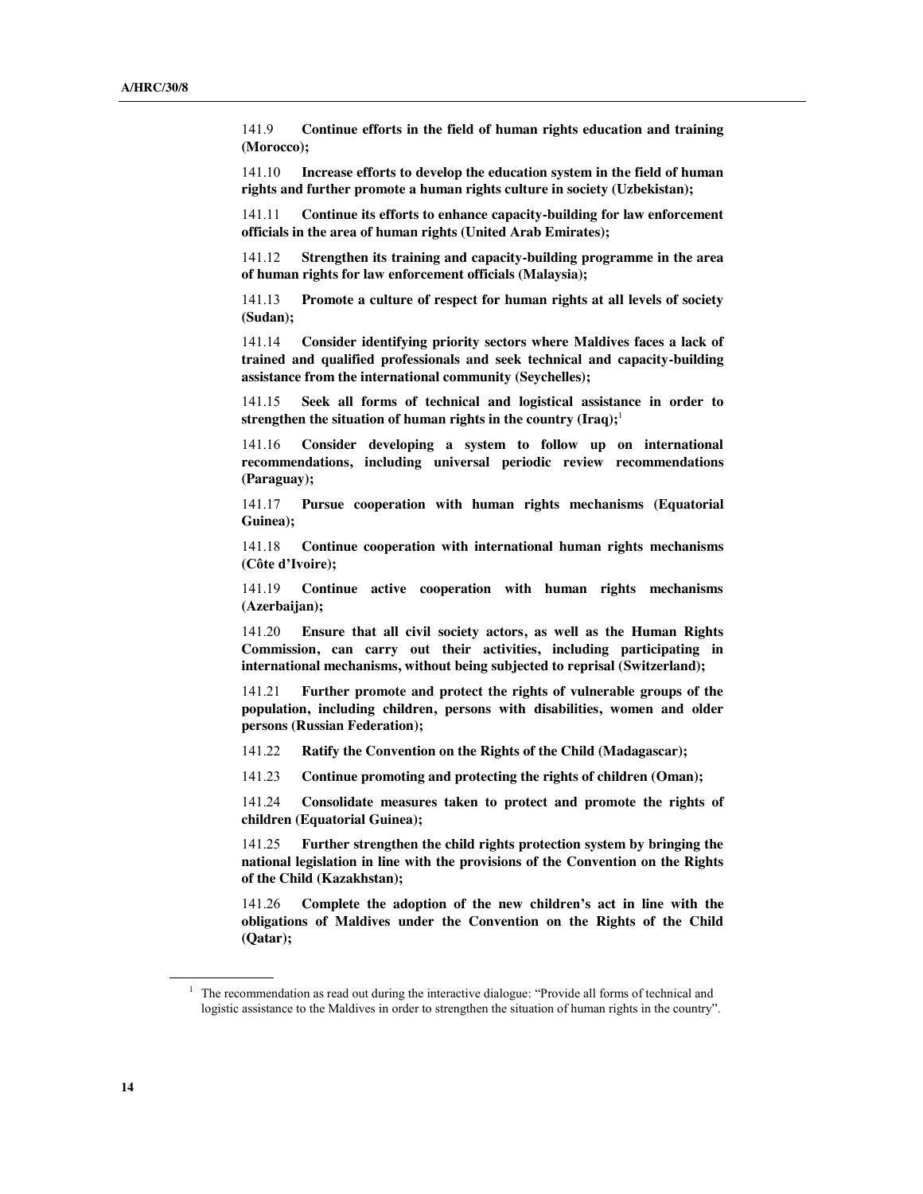141.9 **Continue efforts in the field of human rights education and training (Morocco);**

141.10 **Increase efforts to develop the education system in the field of human rights and further promote a human rights culture in society (Uzbekistan);**

141.11 **Continue its efforts to enhance capacity-building for law enforcement officials in the area of human rights (United Arab Emirates);**

141.12 **Strengthen its training and capacity-building programme in the area of human rights for law enforcement officials (Malaysia);**

141.13 **Promote a culture of respect for human rights at all levels of society (Sudan);**

141.14 **Consider identifying priority sectors where Maldives faces a lack of trained and qualified professionals and seek technical and capacity-building assistance from the international community (Seychelles);**

141.15 **Seek all forms of technical and logistical assistance in order to strengthen the situation of human rights in the country (Iraq);**[1]

141.16 **Consider developing a system to follow up on international recommendations, including universal periodic review recommendations (Paraguay);**

141.17 **Pursue cooperation with human rights mechanisms (Equatorial Guinea);**

141.18 **Continue cooperation with international human rights mechanisms (Côte d'Ivoire);**

141.19 **Continue active cooperation with human rights mechanisms (Azerbaijan);**

141.20 **Ensure that all civil society actors, as well as the Human Rights Commission, can carry out their activities, including participating in international mechanisms, without being subjected to reprisal (Switzerland);**

141.21 **Further promote and protect the rights of vulnerable groups of the population, including children, persons with disabilities, women and older persons (Russian Federation);**

141.22 **Ratify the Convention on the Rights of the Child (Madagascar);**

141.23 **Continue promoting and protecting the rights of children (Oman);**

141.24 **Consolidate measures taken to protect and promote the rights of children (Equatorial Guinea);**

141.25 **Further strengthen the child rights protection system by bringing the national legislation in line with the provisions of the Convention on the Rights of the Child (Kazakhstan);**

141.26 **Complete the adoption of the new children's act in line with the obligations of Maldives under the Convention on the Rights of the Child (Qatar);**

---

[1] The recommendation as read out during the interactive dialogue: "Provide all forms of technical and logistic assistance to the Maldives in order to strengthen the situation of human rights in the country".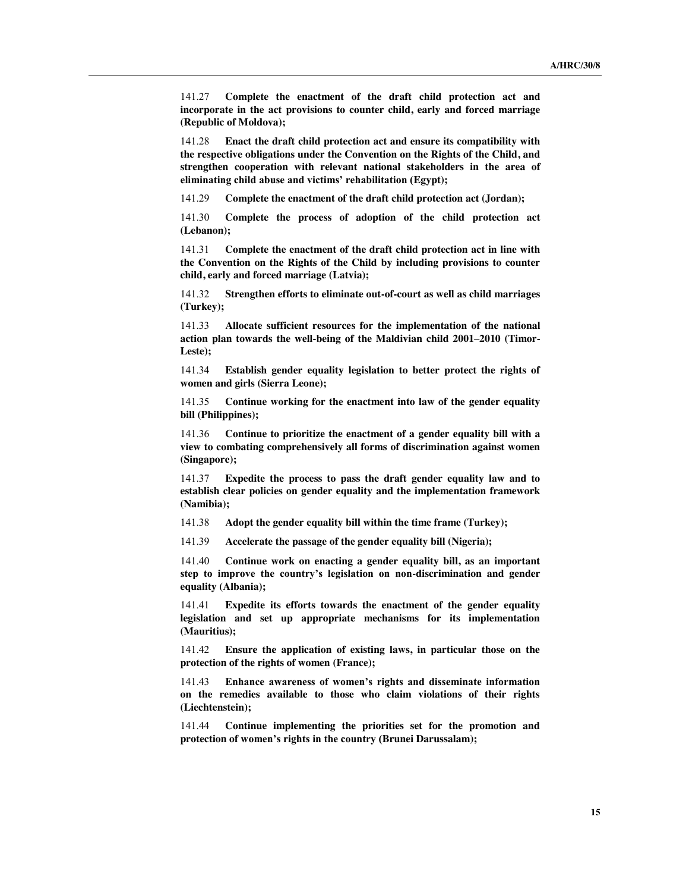141.27 **Complete the enactment of the draft child protection act and incorporate in the act provisions to counter child, early and forced marriage (Republic of Moldova);**

141.28 **Enact the draft child protection act and ensure its compatibility with the respective obligations under the Convention on the Rights of the Child, and strengthen cooperation with relevant national stakeholders in the area of eliminating child abuse and victims' rehabilitation (Egypt);**

141.29 **Complete the enactment of the draft child protection act (Jordan);**

141.30 **Complete the process of adoption of the child protection act (Lebanon);**

141.31 **Complete the enactment of the draft child protection act in line with the Convention on the Rights of the Child by including provisions to counter child, early and forced marriage (Latvia);**

141.32 **Strengthen efforts to eliminate out-of-court as well as child marriages (Turkey);**

141.33 **Allocate sufficient resources for the implementation of the national action plan towards the well-being of the Maldivian child 2001–2010 (Timor-Leste);**

141.34 **Establish gender equality legislation to better protect the rights of women and girls (Sierra Leone);**

141.35 **Continue working for the enactment into law of the gender equality bill (Philippines);**

141.36 **Continue to prioritize the enactment of a gender equality bill with a view to combating comprehensively all forms of discrimination against women (Singapore);**

141.37 **Expedite the process to pass the draft gender equality law and to establish clear policies on gender equality and the implementation framework (Namibia);**

141.38 **Adopt the gender equality bill within the time frame (Turkey);**

141.39 **Accelerate the passage of the gender equality bill (Nigeria);**

141.40 **Continue work on enacting a gender equality bill, as an important step to improve the country's legislation on non-discrimination and gender equality (Albania);**

141.41 **Expedite its efforts towards the enactment of the gender equality legislation and set up appropriate mechanisms for its implementation (Mauritius);**

141.42 **Ensure the application of existing laws, in particular those on the protection of the rights of women (France);**

141.43 **Enhance awareness of women's rights and disseminate information on the remedies available to those who claim violations of their rights (Liechtenstein);**

141.44 **Continue implementing the priorities set for the promotion and protection of women's rights in the country (Brunei Darussalam);**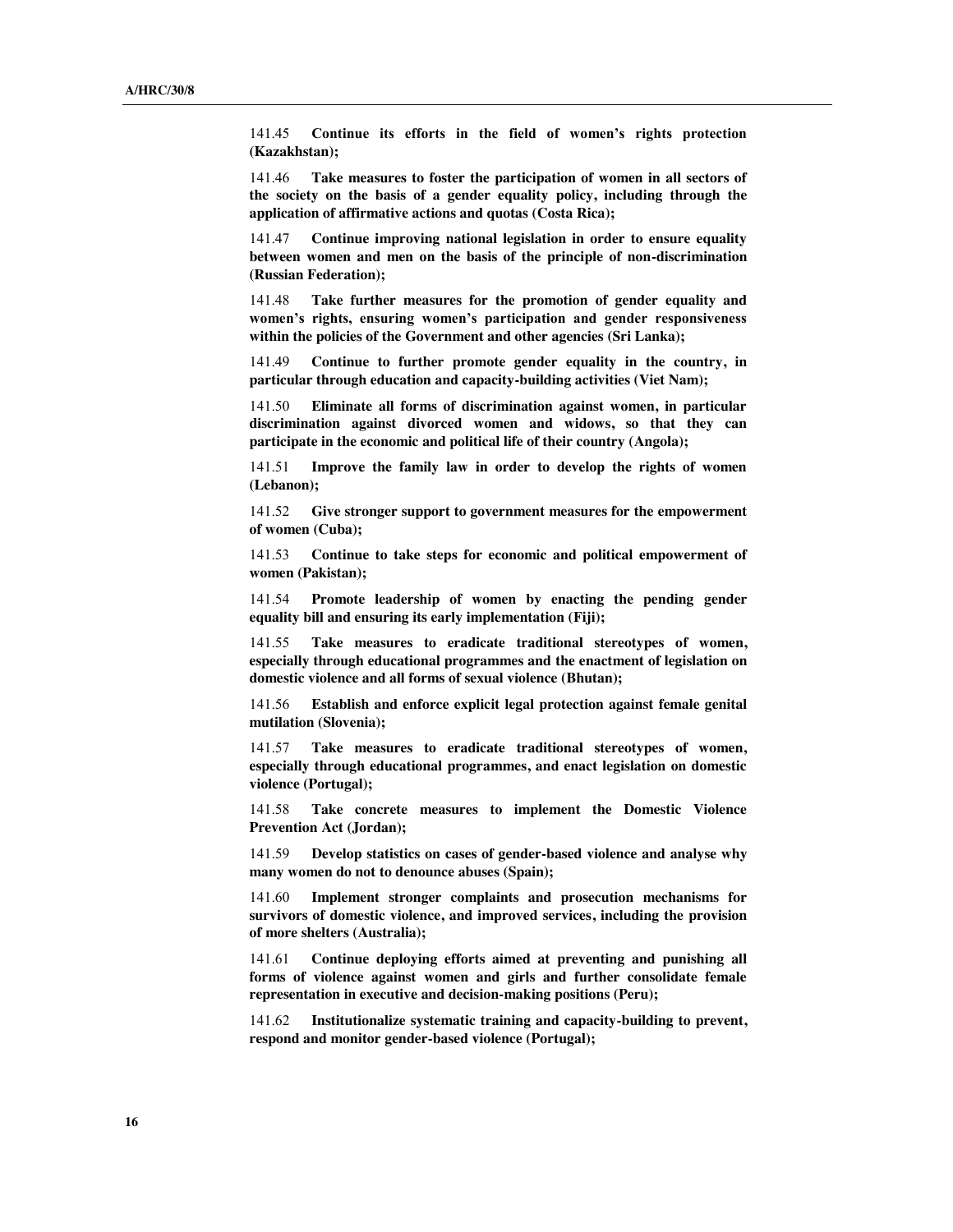141.45 **Continue its efforts in the field of women's rights protection (Kazakhstan);**

141.46 **Take measures to foster the participation of women in all sectors of the society on the basis of a gender equality policy, including through the application of affirmative actions and quotas (Costa Rica);**

141.47 **Continue improving national legislation in order to ensure equality between women and men on the basis of the principle of non-discrimination (Russian Federation);**

141.48 **Take further measures for the promotion of gender equality and women's rights, ensuring women's participation and gender responsiveness within the policies of the Government and other agencies (Sri Lanka);**

141.49 **Continue to further promote gender equality in the country, in particular through education and capacity-building activities (Viet Nam);**

141.50 **Eliminate all forms of discrimination against women, in particular discrimination against divorced women and widows, so that they can participate in the economic and political life of their country (Angola);**

141.51 **Improve the family law in order to develop the rights of women (Lebanon);**

141.52 **Give stronger support to government measures for the empowerment of women (Cuba);**

141.53 **Continue to take steps for economic and political empowerment of women (Pakistan);**

141.54 **Promote leadership of women by enacting the pending gender equality bill and ensuring its early implementation (Fiji);**

141.55 **Take measures to eradicate traditional stereotypes of women, especially through educational programmes and the enactment of legislation on domestic violence and all forms of sexual violence (Bhutan);**

141.56 **Establish and enforce explicit legal protection against female genital mutilation (Slovenia);**

141.57 **Take measures to eradicate traditional stereotypes of women, especially through educational programmes, and enact legislation on domestic violence (Portugal);**

141.58 **Take concrete measures to implement the Domestic Violence Prevention Act (Jordan);**

141.59 **Develop statistics on cases of gender-based violence and analyse why many women do not to denounce abuses (Spain);**

141.60 **Implement stronger complaints and prosecution mechanisms for survivors of domestic violence, and improved services, including the provision of more shelters (Australia);**

141.61 **Continue deploying efforts aimed at preventing and punishing all forms of violence against women and girls and further consolidate female representation in executive and decision-making positions (Peru);**

141.62 **Institutionalize systematic training and capacity-building to prevent, respond and monitor gender-based violence (Portugal);**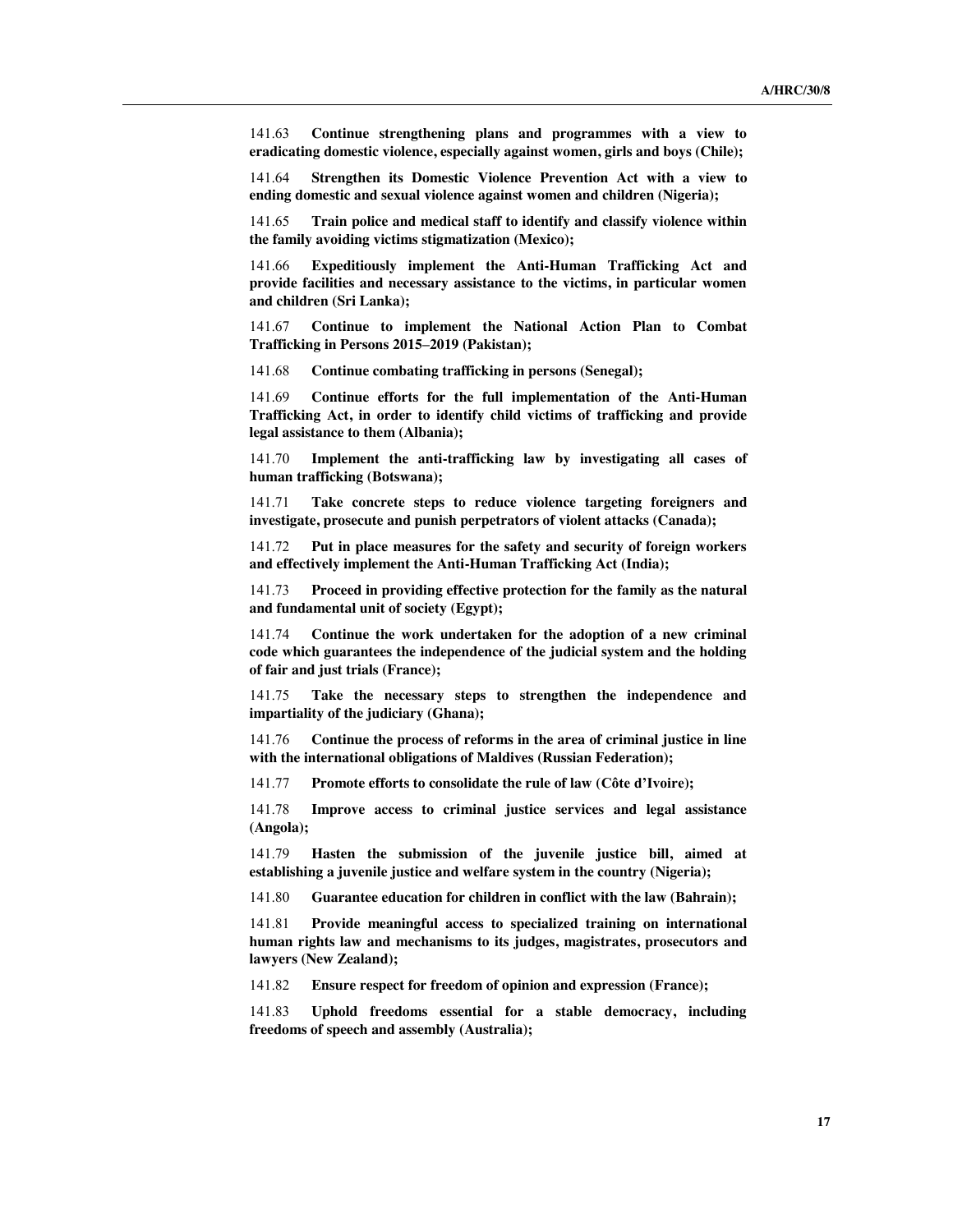141.63 **Continue strengthening plans and programmes with a view to eradicating domestic violence, especially against women, girls and boys (Chile);**

141.64 **Strengthen its Domestic Violence Prevention Act with a view to ending domestic and sexual violence against women and children (Nigeria);**

141.65 **Train police and medical staff to identify and classify violence within the family avoiding victims stigmatization (Mexico);**

141.66 **Expeditiously implement the Anti-Human Trafficking Act and provide facilities and necessary assistance to the victims, in particular women and children (Sri Lanka);**

141.67 **Continue to implement the National Action Plan to Combat Trafficking in Persons 2015–2019 (Pakistan);**

141.68 **Continue combating trafficking in persons (Senegal);**

141.69 **Continue efforts for the full implementation of the Anti-Human Trafficking Act, in order to identify child victims of trafficking and provide legal assistance to them (Albania);**

141.70 **Implement the anti-trafficking law by investigating all cases of human trafficking (Botswana);**

141.71 **Take concrete steps to reduce violence targeting foreigners and investigate, prosecute and punish perpetrators of violent attacks (Canada);**

141.72 **Put in place measures for the safety and security of foreign workers and effectively implement the Anti-Human Trafficking Act (India);**

141.73 **Proceed in providing effective protection for the family as the natural and fundamental unit of society (Egypt);**

141.74 **Continue the work undertaken for the adoption of a new criminal code which guarantees the independence of the judicial system and the holding of fair and just trials (France);**

141.75 **Take the necessary steps to strengthen the independence and impartiality of the judiciary (Ghana);**

141.76 **Continue the process of reforms in the area of criminal justice in line with the international obligations of Maldives (Russian Federation);**

141.77 **Promote efforts to consolidate the rule of law (Côte d'Ivoire);**

141.78 **Improve access to criminal justice services and legal assistance (Angola);**

141.79 **Hasten the submission of the juvenile justice bill, aimed at establishing a juvenile justice and welfare system in the country (Nigeria);**

141.80 **Guarantee education for children in conflict with the law (Bahrain);**

141.81 **Provide meaningful access to specialized training on international human rights law and mechanisms to its judges, magistrates, prosecutors and lawyers (New Zealand);**

141.82 **Ensure respect for freedom of opinion and expression (France);**

141.83 **Uphold freedoms essential for a stable democracy, including freedoms of speech and assembly (Australia);**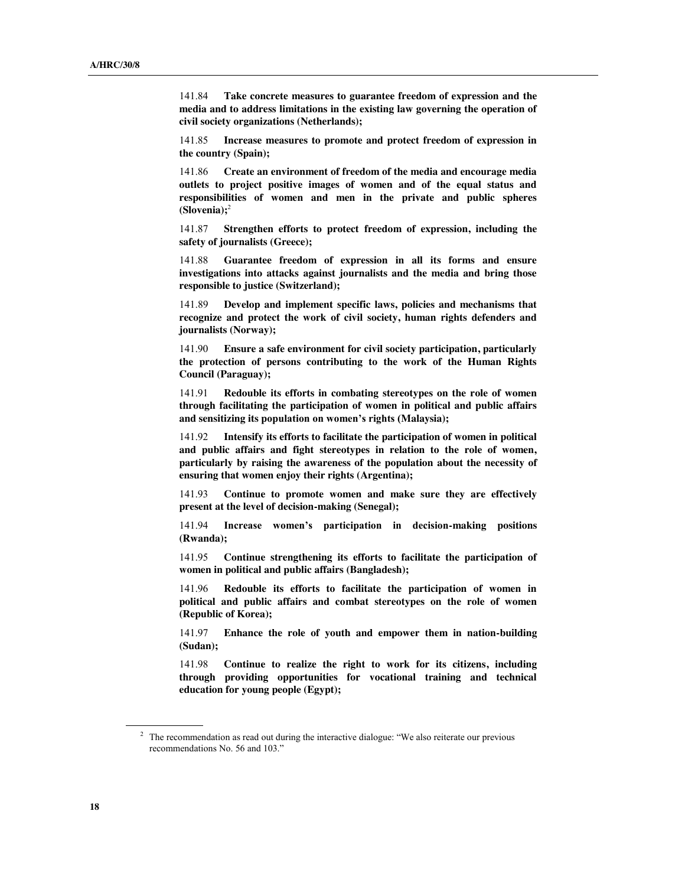141.84 **Take concrete measures to guarantee freedom of expression and the media and to address limitations in the existing law governing the operation of civil society organizations (Netherlands);**

141.85 **Increase measures to promote and protect freedom of expression in the country (Spain);**

141.86 **Create an environment of freedom of the media and encourage media outlets to project positive images of women and of the equal status and responsibilities of women and men in the private and public spheres (Slovenia);**[2]

141.87 **Strengthen efforts to protect freedom of expression, including the safety of journalists (Greece);**

141.88 **Guarantee freedom of expression in all its forms and ensure investigations into attacks against journalists and the media and bring those responsible to justice (Switzerland);**

141.89 **Develop and implement specific laws, policies and mechanisms that recognize and protect the work of civil society, human rights defenders and journalists (Norway);**

141.90 **Ensure a safe environment for civil society participation, particularly the protection of persons contributing to the work of the Human Rights Council (Paraguay);**

141.91 **Redouble its efforts in combating stereotypes on the role of women through facilitating the participation of women in political and public affairs and sensitizing its population on women's rights (Malaysia);**

141.92 **Intensify its efforts to facilitate the participation of women in political and public affairs and fight stereotypes in relation to the role of women, particularly by raising the awareness of the population about the necessity of ensuring that women enjoy their rights (Argentina);**

141.93 **Continue to promote women and make sure they are effectively present at the level of decision-making (Senegal);**

141.94 **Increase women's participation in decision-making positions (Rwanda);**

141.95 **Continue strengthening its efforts to facilitate the participation of women in political and public affairs (Bangladesh);**

141.96 **Redouble its efforts to facilitate the participation of women in political and public affairs and combat stereotypes on the role of women (Republic of Korea);**

141.97 **Enhance the role of youth and empower them in nation-building (Sudan);**

141.98 **Continue to realize the right to work for its citizens, including through providing opportunities for vocational training and technical education for young people (Egypt);**

---

[2] The recommendation as read out during the interactive dialogue: "We also reiterate our previous recommendations No. 56 and 103."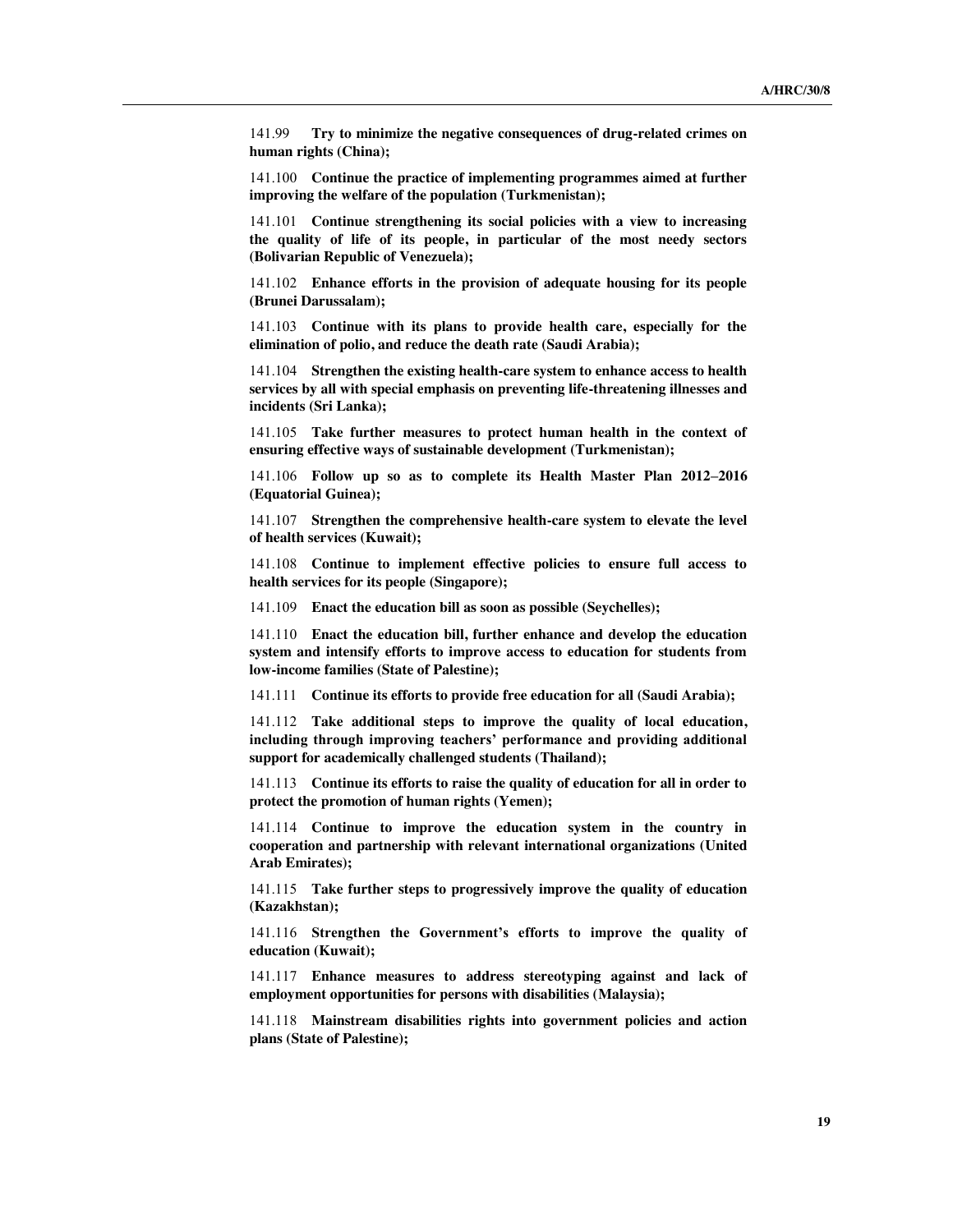141.99 **Try to minimize the negative consequences of drug-related crimes on human rights (China);**

141.100 **Continue the practice of implementing programmes aimed at further improving the welfare of the population (Turkmenistan);**

141.101 **Continue strengthening its social policies with a view to increasing the quality of life of its people, in particular of the most needy sectors (Bolivarian Republic of Venezuela);**

141.102 **Enhance efforts in the provision of adequate housing for its people (Brunei Darussalam);**

141.103 **Continue with its plans to provide health care, especially for the elimination of polio, and reduce the death rate (Saudi Arabia);**

141.104 **Strengthen the existing health-care system to enhance access to health services by all with special emphasis on preventing life-threatening illnesses and incidents (Sri Lanka);**

141.105 **Take further measures to protect human health in the context of ensuring effective ways of sustainable development (Turkmenistan);**

141.106 **Follow up so as to complete its Health Master Plan 2012–2016 (Equatorial Guinea);**

141.107 **Strengthen the comprehensive health-care system to elevate the level of health services (Kuwait);**

141.108 **Continue to implement effective policies to ensure full access to health services for its people (Singapore);**

141.109 **Enact the education bill as soon as possible (Seychelles);**

141.110 **Enact the education bill, further enhance and develop the education system and intensify efforts to improve access to education for students from low-income families (State of Palestine);**

141.111 **Continue its efforts to provide free education for all (Saudi Arabia);**

141.112 **Take additional steps to improve the quality of local education, including through improving teachers' performance and providing additional support for academically challenged students (Thailand);**

141.113 **Continue its efforts to raise the quality of education for all in order to protect the promotion of human rights (Yemen);**

141.114 **Continue to improve the education system in the country in cooperation and partnership with relevant international organizations (United Arab Emirates);**

141.115 **Take further steps to progressively improve the quality of education (Kazakhstan);**

141.116 **Strengthen the Government's efforts to improve the quality of education (Kuwait);**

141.117 **Enhance measures to address stereotyping against and lack of employment opportunities for persons with disabilities (Malaysia);**

141.118 **Mainstream disabilities rights into government policies and action plans (State of Palestine);**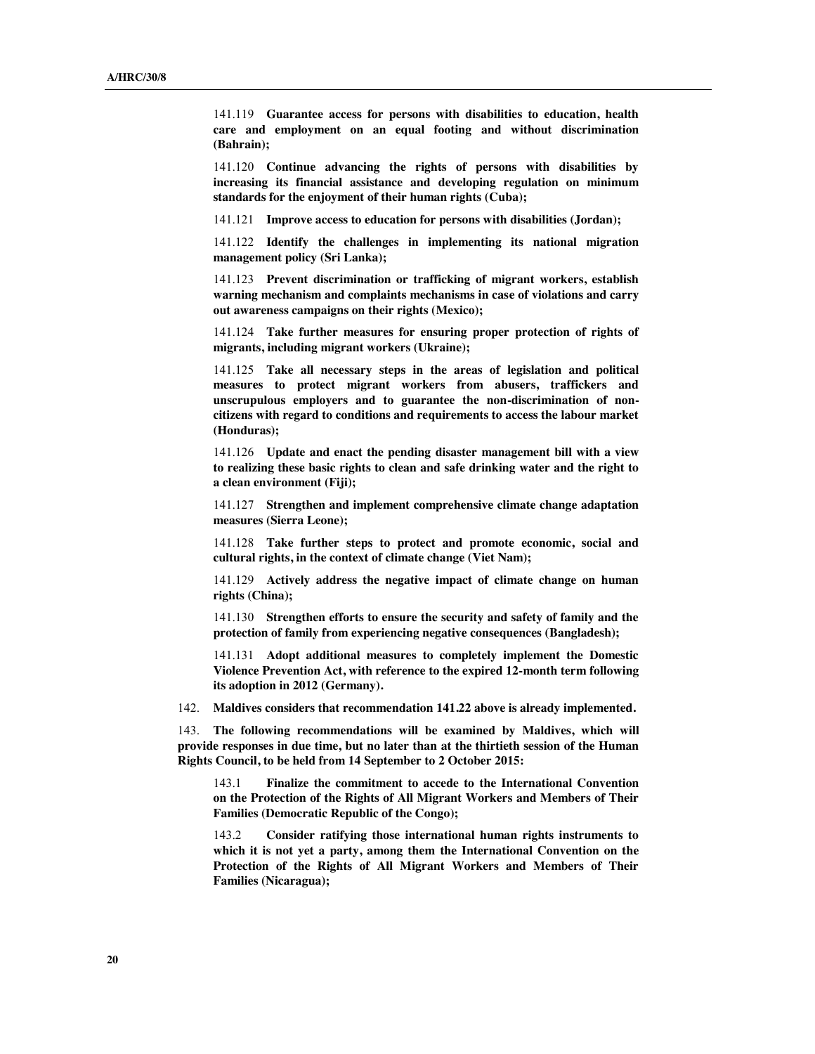141.119 **Guarantee access for persons with disabilities to education, health care and employment on an equal footing and without discrimination (Bahrain);**

141.120 **Continue advancing the rights of persons with disabilities by increasing its financial assistance and developing regulation on minimum standards for the enjoyment of their human rights (Cuba);**

141.121 **Improve access to education for persons with disabilities (Jordan);**

141.122 **Identify the challenges in implementing its national migration management policy (Sri Lanka);**

141.123 **Prevent discrimination or trafficking of migrant workers, establish warning mechanism and complaints mechanisms in case of violations and carry out awareness campaigns on their rights (Mexico);**

141.124 **Take further measures for ensuring proper protection of rights of migrants, including migrant workers (Ukraine);**

141.125 **Take all necessary steps in the areas of legislation and political measures to protect migrant workers from abusers, traffickers and unscrupulous employers and to guarantee the non-discrimination of non-citizens with regard to conditions and requirements to access the labour market (Honduras);**

141.126 **Update and enact the pending disaster management bill with a view to realizing these basic rights to clean and safe drinking water and the right to a clean environment (Fiji);**

141.127 **Strengthen and implement comprehensive climate change adaptation measures (Sierra Leone);**

141.128 **Take further steps to protect and promote economic, social and cultural rights, in the context of climate change (Viet Nam);**

141.129 **Actively address the negative impact of climate change on human rights (China);**

141.130 **Strengthen efforts to ensure the security and safety of family and the protection of family from experiencing negative consequences (Bangladesh);**

141.131 **Adopt additional measures to completely implement the Domestic Violence Prevention Act, with reference to the expired 12-month term following its adoption in 2012 (Germany).**

142. **Maldives considers that recommendation 141.22 above is already implemented.**

143. **The following recommendations will be examined by Maldives, which will provide responses in due time, but no later than at the thirtieth session of the Human Rights Council, to be held from 14 September to 2 October 2015:**

143.1 **Finalize the commitment to accede to the International Convention on the Protection of the Rights of All Migrant Workers and Members of Their Families (Democratic Republic of the Congo);**

143.2 **Consider ratifying those international human rights instruments to which it is not yet a party, among them the International Convention on the Protection of the Rights of All Migrant Workers and Members of Their Families (Nicaragua);**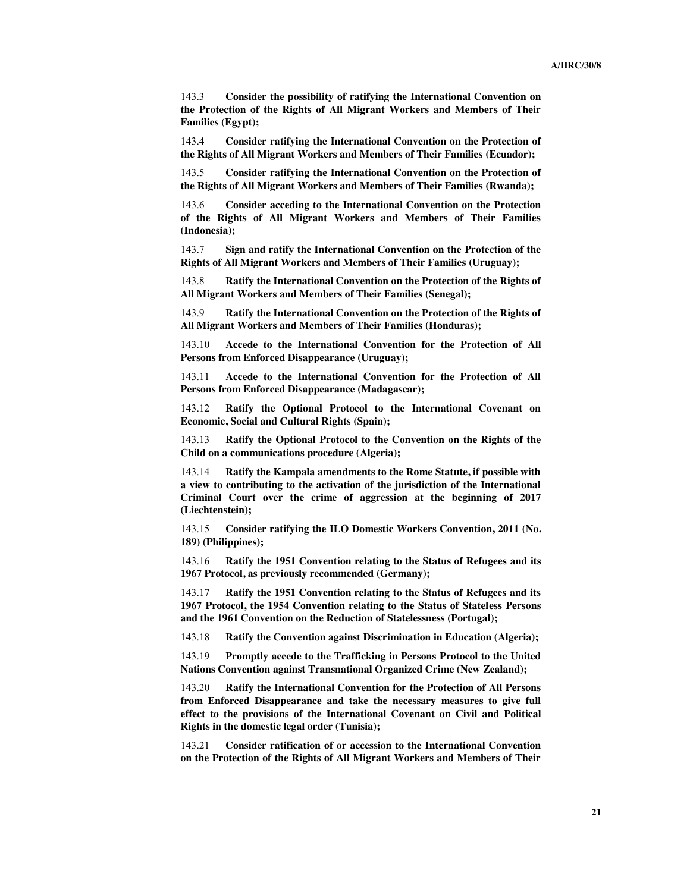143.3 **Consider the possibility of ratifying the International Convention on the Protection of the Rights of All Migrant Workers and Members of Their Families (Egypt);**

143.4 **Consider ratifying the International Convention on the Protection of the Rights of All Migrant Workers and Members of Their Families (Ecuador);**

143.5 **Consider ratifying the International Convention on the Protection of the Rights of All Migrant Workers and Members of Their Families (Rwanda);**

143.6 **Consider acceding to the International Convention on the Protection of the Rights of All Migrant Workers and Members of Their Families (Indonesia);**

143.7 **Sign and ratify the International Convention on the Protection of the Rights of All Migrant Workers and Members of Their Families (Uruguay);**

143.8 **Ratify the International Convention on the Protection of the Rights of All Migrant Workers and Members of Their Families (Senegal);**

143.9 **Ratify the International Convention on the Protection of the Rights of All Migrant Workers and Members of Their Families (Honduras);**

143.10 **Accede to the International Convention for the Protection of All Persons from Enforced Disappearance (Uruguay);**

143.11 **Accede to the International Convention for the Protection of All Persons from Enforced Disappearance (Madagascar);**

143.12 **Ratify the Optional Protocol to the International Covenant on Economic, Social and Cultural Rights (Spain);**

143.13 **Ratify the Optional Protocol to the Convention on the Rights of the Child on a communications procedure (Algeria);**

143.14 **Ratify the Kampala amendments to the Rome Statute, if possible with a view to contributing to the activation of the jurisdiction of the International Criminal Court over the crime of aggression at the beginning of 2017 (Liechtenstein);**

143.15 **Consider ratifying the ILO Domestic Workers Convention, 2011 (No. 189) (Philippines);**

143.16 **Ratify the 1951 Convention relating to the Status of Refugees and its 1967 Protocol, as previously recommended (Germany);**

143.17 **Ratify the 1951 Convention relating to the Status of Refugees and its 1967 Protocol, the 1954 Convention relating to the Status of Stateless Persons and the 1961 Convention on the Reduction of Statelessness (Portugal);**

143.18 **Ratify the Convention against Discrimination in Education (Algeria);**

143.19 **Promptly accede to the Trafficking in Persons Protocol to the United Nations Convention against Transnational Organized Crime (New Zealand);**

143.20 **Ratify the International Convention for the Protection of All Persons from Enforced Disappearance and take the necessary measures to give full effect to the provisions of the International Covenant on Civil and Political Rights in the domestic legal order (Tunisia);**

143.21 **Consider ratification of or accession to the International Convention on the Protection of the Rights of All Migrant Workers and Members of Their**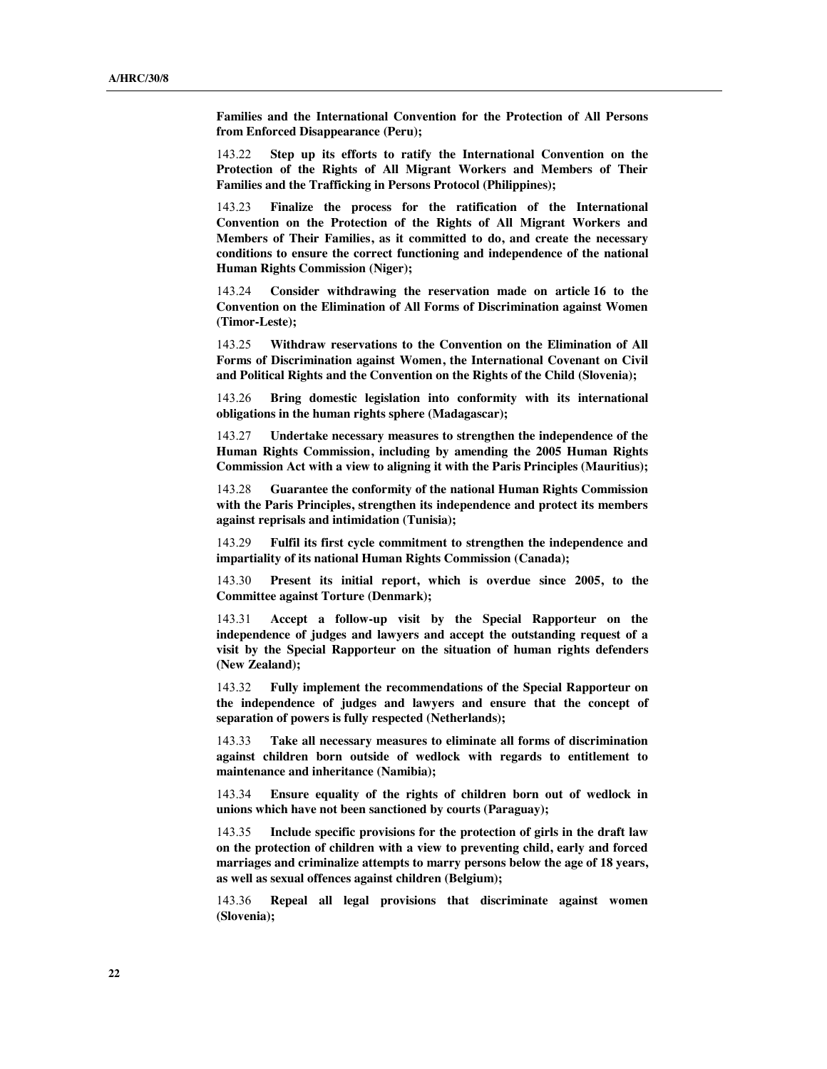**Families and the International Convention for the Protection of All Persons from Enforced Disappearance (Peru);**

143.22 **Step up its efforts to ratify the International Convention on the Protection of the Rights of All Migrant Workers and Members of Their Families and the Trafficking in Persons Protocol (Philippines);**

143.23 **Finalize the process for the ratification of the International Convention on the Protection of the Rights of All Migrant Workers and Members of Their Families, as it committed to do, and create the necessary conditions to ensure the correct functioning and independence of the national Human Rights Commission (Niger);**

143.24 **Consider withdrawing the reservation made on article 16 to the Convention on the Elimination of All Forms of Discrimination against Women (Timor-Leste);**

143.25 **Withdraw reservations to the Convention on the Elimination of All Forms of Discrimination against Women, the International Covenant on Civil and Political Rights and the Convention on the Rights of the Child (Slovenia);**

143.26 **Bring domestic legislation into conformity with its international obligations in the human rights sphere (Madagascar);**

143.27 **Undertake necessary measures to strengthen the independence of the Human Rights Commission, including by amending the 2005 Human Rights Commission Act with a view to aligning it with the Paris Principles (Mauritius);**

143.28 **Guarantee the conformity of the national Human Rights Commission with the Paris Principles, strengthen its independence and protect its members against reprisals and intimidation (Tunisia);**

143.29 **Fulfil its first cycle commitment to strengthen the independence and impartiality of its national Human Rights Commission (Canada);**

143.30 **Present its initial report, which is overdue since 2005, to the Committee against Torture (Denmark);**

143.31 **Accept a follow-up visit by the Special Rapporteur on the independence of judges and lawyers and accept the outstanding request of a visit by the Special Rapporteur on the situation of human rights defenders (New Zealand);**

143.32 **Fully implement the recommendations of the Special Rapporteur on the independence of judges and lawyers and ensure that the concept of separation of powers is fully respected (Netherlands);**

143.33 **Take all necessary measures to eliminate all forms of discrimination against children born outside of wedlock with regards to entitlement to maintenance and inheritance (Namibia);**

143.34 **Ensure equality of the rights of children born out of wedlock in unions which have not been sanctioned by courts (Paraguay);**

143.35 **Include specific provisions for the protection of girls in the draft law on the protection of children with a view to preventing child, early and forced marriages and criminalize attempts to marry persons below the age of 18 years, as well as sexual offences against children (Belgium);**

143.36 **Repeal all legal provisions that discriminate against women (Slovenia);**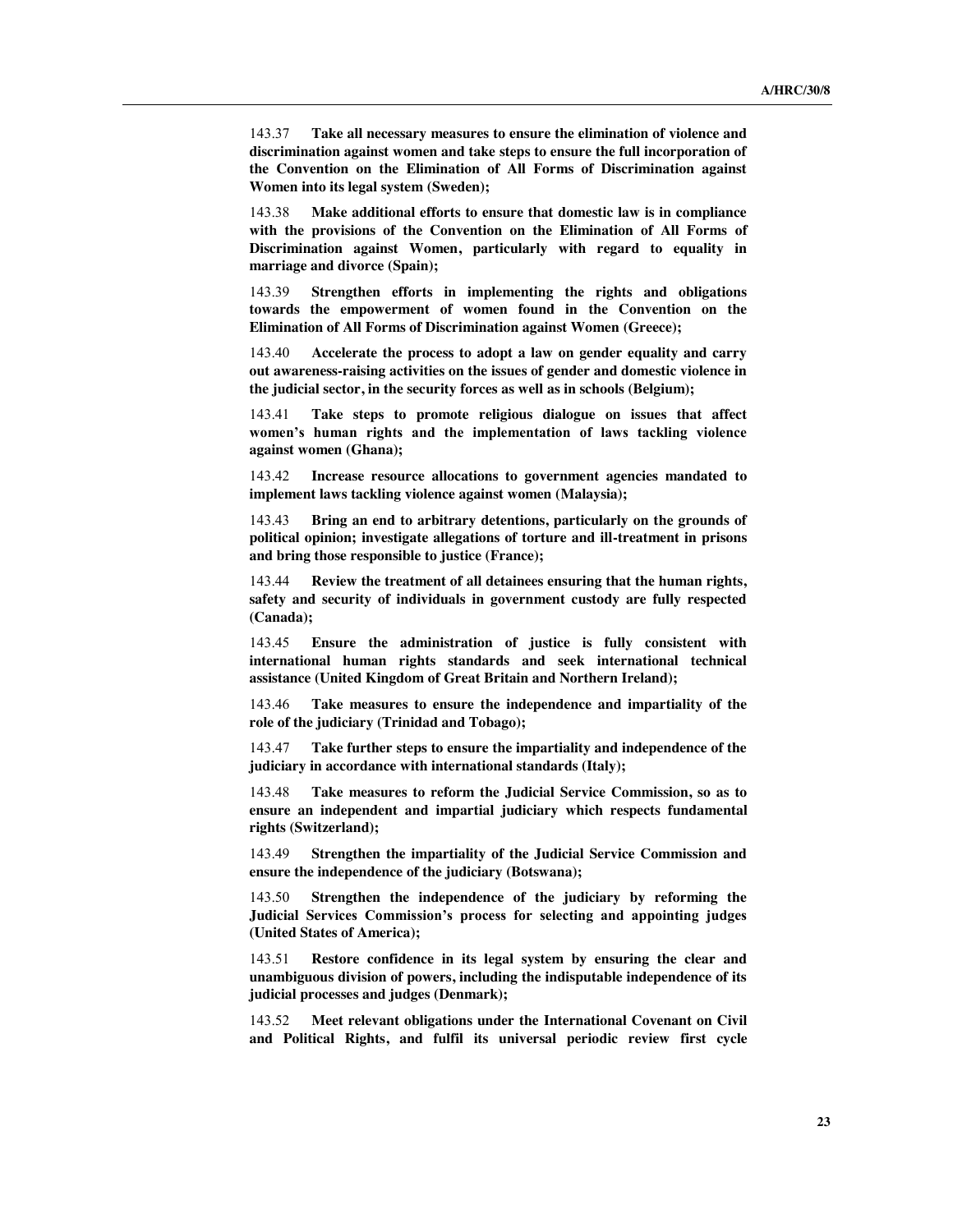143.37 **Take all necessary measures to ensure the elimination of violence and discrimination against women and take steps to ensure the full incorporation of the Convention on the Elimination of All Forms of Discrimination against Women into its legal system (Sweden);**

143.38 **Make additional efforts to ensure that domestic law is in compliance with the provisions of the Convention on the Elimination of All Forms of Discrimination against Women, particularly with regard to equality in marriage and divorce (Spain);**

143.39 **Strengthen efforts in implementing the rights and obligations towards the empowerment of women found in the Convention on the Elimination of All Forms of Discrimination against Women (Greece);**

143.40 **Accelerate the process to adopt a law on gender equality and carry out awareness-raising activities on the issues of gender and domestic violence in the judicial sector, in the security forces as well as in schools (Belgium);**

143.41 **Take steps to promote religious dialogue on issues that affect women's human rights and the implementation of laws tackling violence against women (Ghana);**

143.42 **Increase resource allocations to government agencies mandated to implement laws tackling violence against women (Malaysia);**

143.43 **Bring an end to arbitrary detentions, particularly on the grounds of political opinion; investigate allegations of torture and ill-treatment in prisons and bring those responsible to justice (France);**

143.44 **Review the treatment of all detainees ensuring that the human rights, safety and security of individuals in government custody are fully respected (Canada);**

143.45 **Ensure the administration of justice is fully consistent with international human rights standards and seek international technical assistance (United Kingdom of Great Britain and Northern Ireland);**

143.46 **Take measures to ensure the independence and impartiality of the role of the judiciary (Trinidad and Tobago);**

143.47 **Take further steps to ensure the impartiality and independence of the judiciary in accordance with international standards (Italy);**

143.48 **Take measures to reform the Judicial Service Commission, so as to ensure an independent and impartial judiciary which respects fundamental rights (Switzerland);**

143.49 **Strengthen the impartiality of the Judicial Service Commission and ensure the independence of the judiciary (Botswana);**

143.50 **Strengthen the independence of the judiciary by reforming the Judicial Services Commission's process for selecting and appointing judges (United States of America);**

143.51 **Restore confidence in its legal system by ensuring the clear and unambiguous division of powers, including the indisputable independence of its judicial processes and judges (Denmark);**

143.52 **Meet relevant obligations under the International Covenant on Civil and Political Rights, and fulfil its universal periodic review first cycle**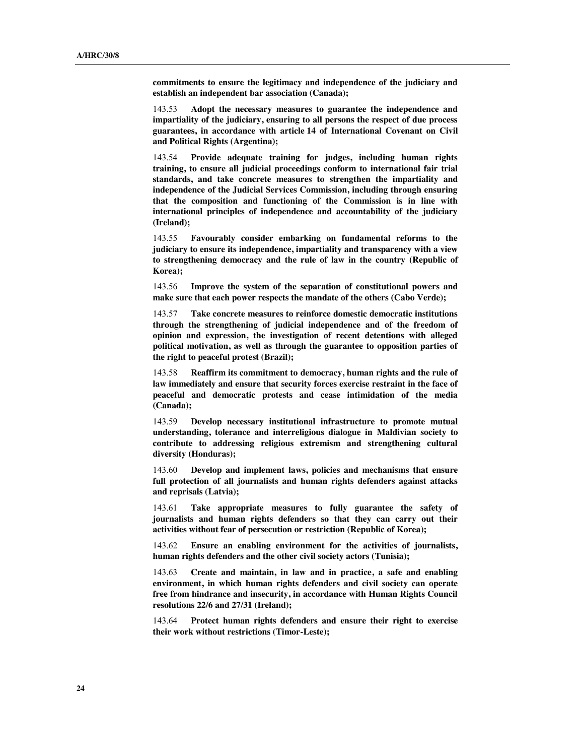**commitments to ensure the legitimacy and independence of the judiciary and establish an independent bar association (Canada);**

143.53 **Adopt the necessary measures to guarantee the independence and impartiality of the judiciary, ensuring to all persons the respect of due process guarantees, in accordance with article 14 of International Covenant on Civil and Political Rights (Argentina);**

143.54 **Provide adequate training for judges, including human rights training, to ensure all judicial proceedings conform to international fair trial standards, and take concrete measures to strengthen the impartiality and independence of the Judicial Services Commission, including through ensuring that the composition and functioning of the Commission is in line with international principles of independence and accountability of the judiciary (Ireland);**

143.55 **Favourably consider embarking on fundamental reforms to the judiciary to ensure its independence, impartiality and transparency with a view to strengthening democracy and the rule of law in the country (Republic of Korea);**

143.56 **Improve the system of the separation of constitutional powers and make sure that each power respects the mandate of the others (Cabo Verde);**

143.57 **Take concrete measures to reinforce domestic democratic institutions through the strengthening of judicial independence and of the freedom of opinion and expression, the investigation of recent detentions with alleged political motivation, as well as through the guarantee to opposition parties of the right to peaceful protest (Brazil);**

143.58 **Reaffirm its commitment to democracy, human rights and the rule of law immediately and ensure that security forces exercise restraint in the face of peaceful and democratic protests and cease intimidation of the media (Canada);**

143.59 **Develop necessary institutional infrastructure to promote mutual understanding, tolerance and interreligious dialogue in Maldivian society to contribute to addressing religious extremism and strengthening cultural diversity (Honduras);**

143.60 **Develop and implement laws, policies and mechanisms that ensure full protection of all journalists and human rights defenders against attacks and reprisals (Latvia);**

143.61 **Take appropriate measures to fully guarantee the safety of journalists and human rights defenders so that they can carry out their activities without fear of persecution or restriction (Republic of Korea);**

143.62 **Ensure an enabling environment for the activities of journalists, human rights defenders and the other civil society actors (Tunisia);**

143.63 **Create and maintain, in law and in practice, a safe and enabling environment, in which human rights defenders and civil society can operate free from hindrance and insecurity, in accordance with Human Rights Council resolutions 22/6 and 27/31 (Ireland);**

143.64 **Protect human rights defenders and ensure their right to exercise their work without restrictions (Timor-Leste);**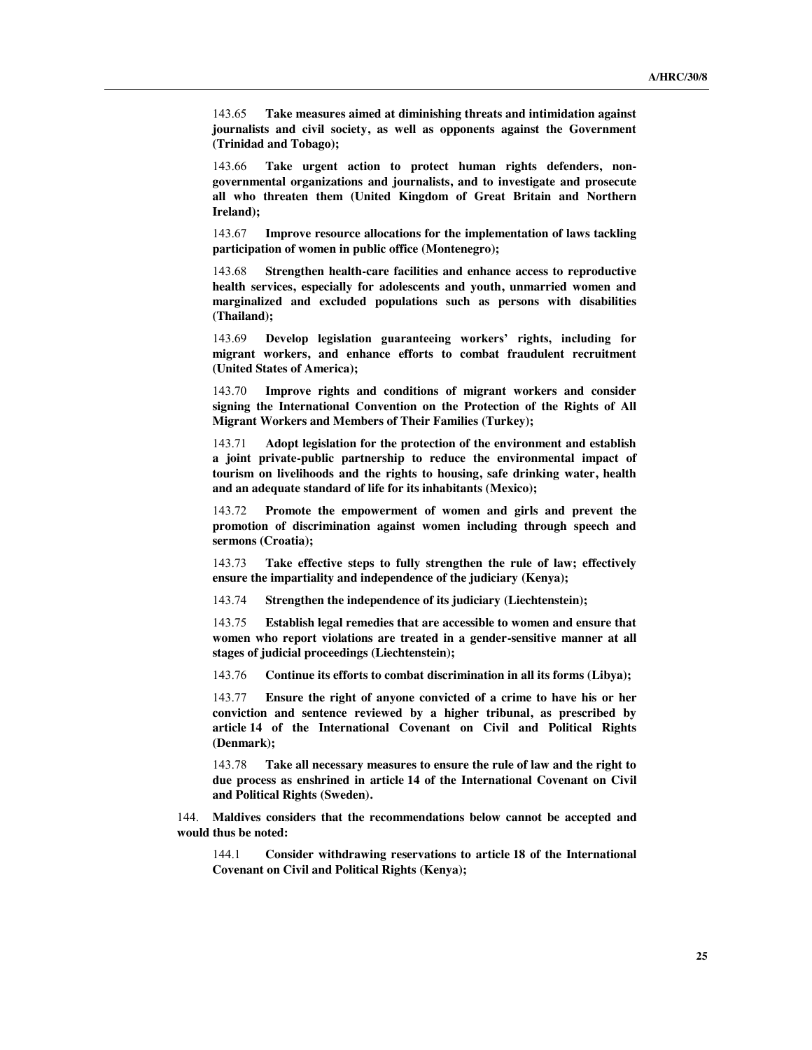143.65 **Take measures aimed at diminishing threats and intimidation against journalists and civil society, as well as opponents against the Government (Trinidad and Tobago);**

143.66 **Take urgent action to protect human rights defenders, non-governmental organizations and journalists, and to investigate and prosecute all who threaten them (United Kingdom of Great Britain and Northern Ireland);**

143.67 **Improve resource allocations for the implementation of laws tackling participation of women in public office (Montenegro);**

143.68 **Strengthen health-care facilities and enhance access to reproductive health services, especially for adolescents and youth, unmarried women and marginalized and excluded populations such as persons with disabilities (Thailand);**

143.69 **Develop legislation guaranteeing workers' rights, including for migrant workers, and enhance efforts to combat fraudulent recruitment (United States of America);**

143.70 **Improve rights and conditions of migrant workers and consider signing the International Convention on the Protection of the Rights of All Migrant Workers and Members of Their Families (Turkey);**

143.71 **Adopt legislation for the protection of the environment and establish a joint private-public partnership to reduce the environmental impact of tourism on livelihoods and the rights to housing, safe drinking water, health and an adequate standard of life for its inhabitants (Mexico);**

143.72 **Promote the empowerment of women and girls and prevent the promotion of discrimination against women including through speech and sermons (Croatia);**

143.73 **Take effective steps to fully strengthen the rule of law; effectively ensure the impartiality and independence of the judiciary (Kenya);**

143.74 **Strengthen the independence of its judiciary (Liechtenstein);**

143.75 **Establish legal remedies that are accessible to women and ensure that women who report violations are treated in a gender-sensitive manner at all stages of judicial proceedings (Liechtenstein);**

143.76 **Continue its efforts to combat discrimination in all its forms (Libya);**

143.77 **Ensure the right of anyone convicted of a crime to have his or her conviction and sentence reviewed by a higher tribunal, as prescribed by article 14 of the International Covenant on Civil and Political Rights (Denmark);**

143.78 **Take all necessary measures to ensure the rule of law and the right to due process as enshrined in article 14 of the International Covenant on Civil and Political Rights (Sweden).**

144. **Maldives considers that the recommendations below cannot be accepted and would thus be noted:**

144.1 **Consider withdrawing reservations to article 18 of the International Covenant on Civil and Political Rights (Kenya);**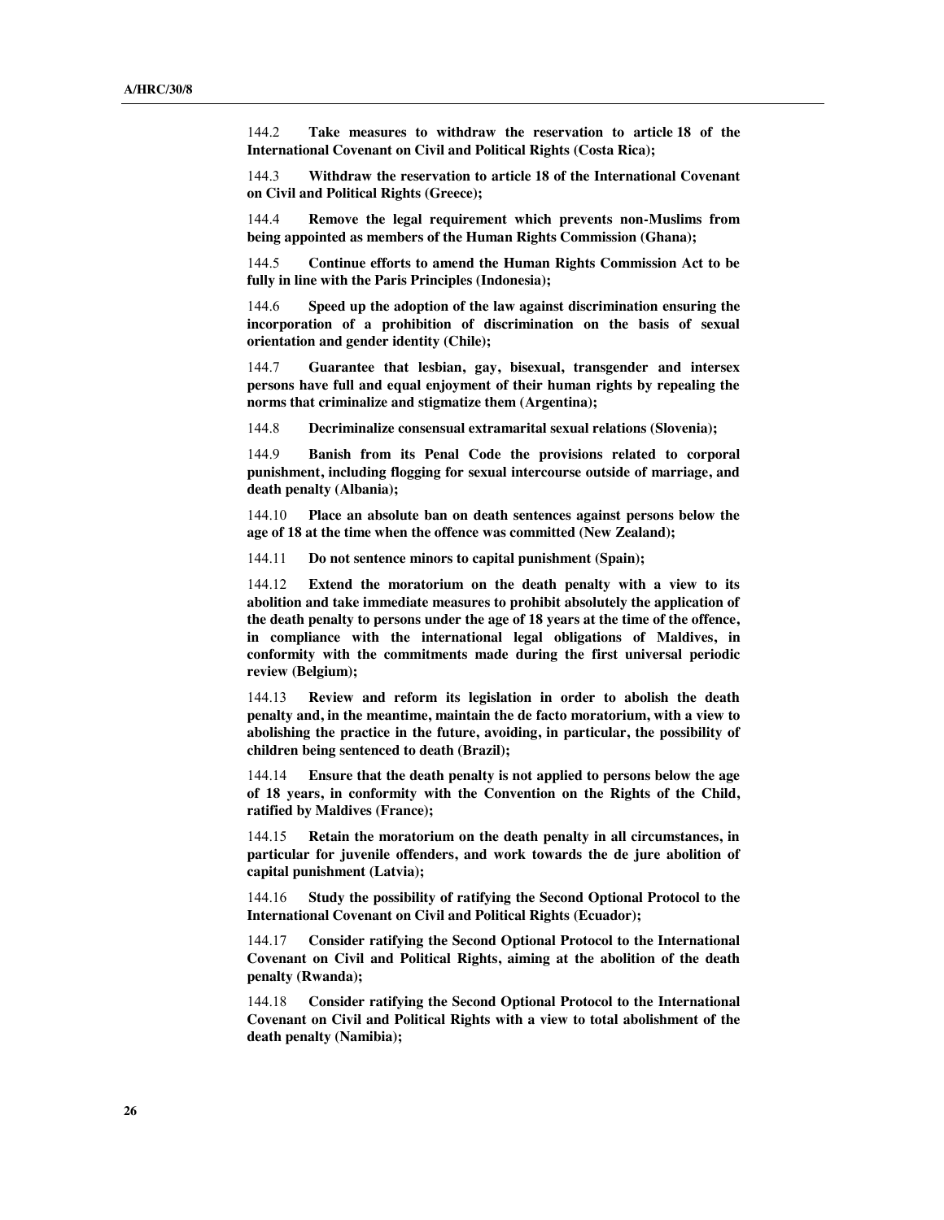144.2 **Take measures to withdraw the reservation to article 18 of the International Covenant on Civil and Political Rights (Costa Rica);**

144.3 **Withdraw the reservation to article 18 of the International Covenant on Civil and Political Rights (Greece);**

144.4 **Remove the legal requirement which prevents non-Muslims from being appointed as members of the Human Rights Commission (Ghana);**

144.5 **Continue efforts to amend the Human Rights Commission Act to be fully in line with the Paris Principles (Indonesia);**

144.6 **Speed up the adoption of the law against discrimination ensuring the incorporation of a prohibition of discrimination on the basis of sexual orientation and gender identity (Chile);**

144.7 **Guarantee that lesbian, gay, bisexual, transgender and intersex persons have full and equal enjoyment of their human rights by repealing the norms that criminalize and stigmatize them (Argentina);**

144.8 **Decriminalize consensual extramarital sexual relations (Slovenia);**

144.9 **Banish from its Penal Code the provisions related to corporal punishment, including flogging for sexual intercourse outside of marriage, and death penalty (Albania);**

144.10 **Place an absolute ban on death sentences against persons below the age of 18 at the time when the offence was committed (New Zealand);**

144.11 **Do not sentence minors to capital punishment (Spain);**

144.12 **Extend the moratorium on the death penalty with a view to its abolition and take immediate measures to prohibit absolutely the application of the death penalty to persons under the age of 18 years at the time of the offence, in compliance with the international legal obligations of Maldives, in conformity with the commitments made during the first universal periodic review (Belgium);**

144.13 **Review and reform its legislation in order to abolish the death penalty and, in the meantime, maintain the de facto moratorium, with a view to abolishing the practice in the future, avoiding, in particular, the possibility of children being sentenced to death (Brazil);**

144.14 **Ensure that the death penalty is not applied to persons below the age of 18 years, in conformity with the Convention on the Rights of the Child, ratified by Maldives (France);**

144.15 **Retain the moratorium on the death penalty in all circumstances, in particular for juvenile offenders, and work towards the de jure abolition of capital punishment (Latvia);**

144.16 **Study the possibility of ratifying the Second Optional Protocol to the International Covenant on Civil and Political Rights (Ecuador);**

144.17 **Consider ratifying the Second Optional Protocol to the International Covenant on Civil and Political Rights, aiming at the abolition of the death penalty (Rwanda);**

144.18 **Consider ratifying the Second Optional Protocol to the International Covenant on Civil and Political Rights with a view to total abolishment of the death penalty (Namibia);**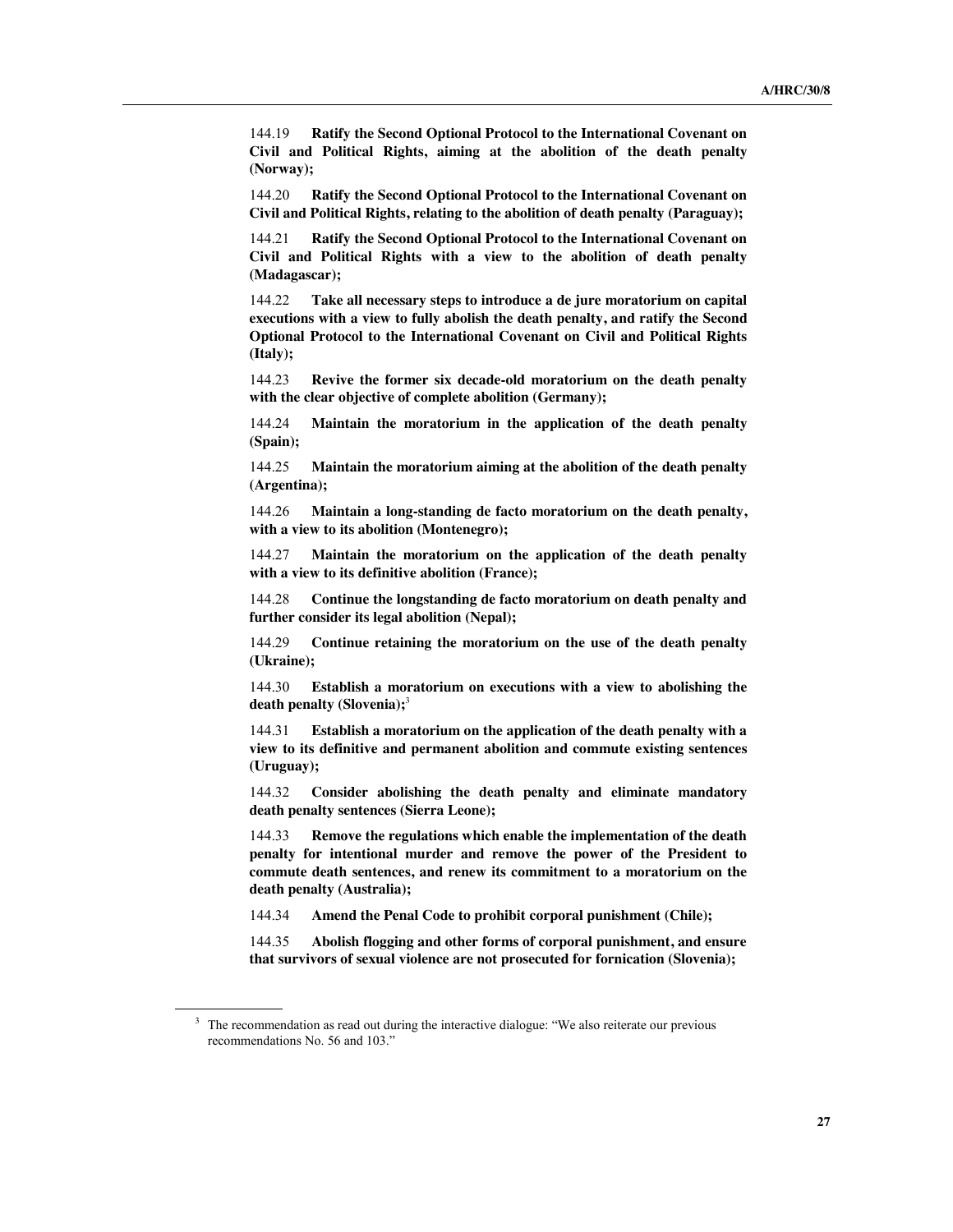144.19 **Ratify the Second Optional Protocol to the International Covenant on Civil and Political Rights, aiming at the abolition of the death penalty (Norway);**

144.20 **Ratify the Second Optional Protocol to the International Covenant on Civil and Political Rights, relating to the abolition of death penalty (Paraguay);**

144.21 **Ratify the Second Optional Protocol to the International Covenant on Civil and Political Rights with a view to the abolition of death penalty (Madagascar);**

144.22 **Take all necessary steps to introduce a de jure moratorium on capital executions with a view to fully abolish the death penalty, and ratify the Second Optional Protocol to the International Covenant on Civil and Political Rights (Italy);**

144.23 **Revive the former six decade-old moratorium on the death penalty with the clear objective of complete abolition (Germany);**

144.24 **Maintain the moratorium in the application of the death penalty (Spain);**

144.25 **Maintain the moratorium aiming at the abolition of the death penalty (Argentina);**

144.26 **Maintain a long-standing de facto moratorium on the death penalty, with a view to its abolition (Montenegro);**

144.27 **Maintain the moratorium on the application of the death penalty with a view to its definitive abolition (France);**

144.28 **Continue the longstanding de facto moratorium on death penalty and further consider its legal abolition (Nepal);**

144.29 **Continue retaining the moratorium on the use of the death penalty (Ukraine);**

144.30 **Establish a moratorium on executions with a view to abolishing the death penalty (Slovenia);**[3]

144.31 **Establish a moratorium on the application of the death penalty with a view to its definitive and permanent abolition and commute existing sentences (Uruguay);**

144.32 **Consider abolishing the death penalty and eliminate mandatory death penalty sentences (Sierra Leone);**

144.33 **Remove the regulations which enable the implementation of the death penalty for intentional murder and remove the power of the President to commute death sentences, and renew its commitment to a moratorium on the death penalty (Australia);**

144.34 **Amend the Penal Code to prohibit corporal punishment (Chile);**

144.35 **Abolish flogging and other forms of corporal punishment, and ensure that survivors of sexual violence are not prosecuted for fornication (Slovenia);**

---

[3] The recommendation as read out during the interactive dialogue: "We also reiterate our previous recommendations No. 56 and 103."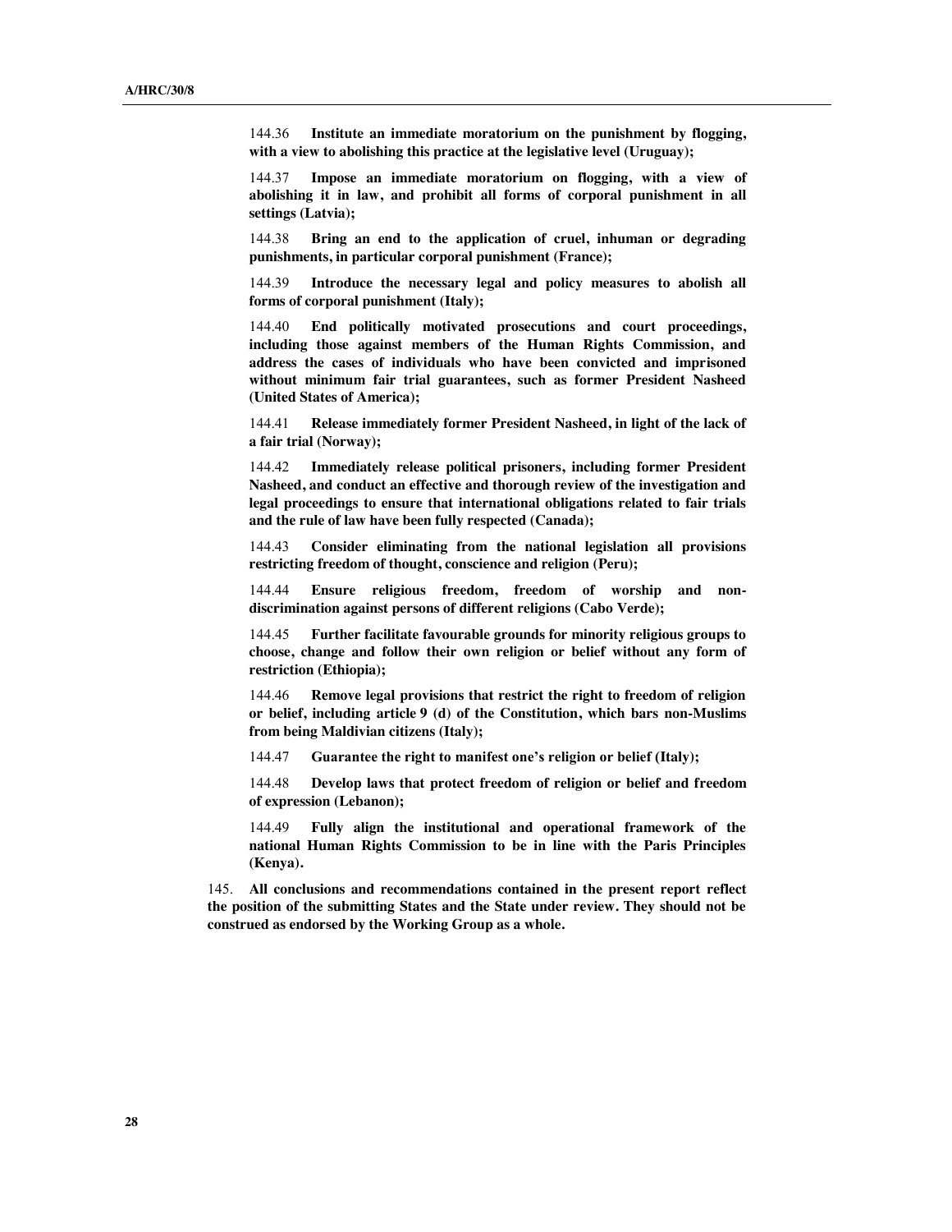144.36 **Institute an immediate moratorium on the punishment by flogging, with a view to abolishing this practice at the legislative level (Uruguay);**

144.37 **Impose an immediate moratorium on flogging, with a view of abolishing it in law, and prohibit all forms of corporal punishment in all settings (Latvia);**

144.38 **Bring an end to the application of cruel, inhuman or degrading punishments, in particular corporal punishment (France);**

144.39 **Introduce the necessary legal and policy measures to abolish all forms of corporal punishment (Italy);**

144.40 **End politically motivated prosecutions and court proceedings, including those against members of the Human Rights Commission, and address the cases of individuals who have been convicted and imprisoned without minimum fair trial guarantees, such as former President Nasheed (United States of America);**

144.41 **Release immediately former President Nasheed, in light of the lack of a fair trial (Norway);**

144.42 **Immediately release political prisoners, including former President Nasheed, and conduct an effective and thorough review of the investigation and legal proceedings to ensure that international obligations related to fair trials and the rule of law have been fully respected (Canada);**

144.43 **Consider eliminating from the national legislation all provisions restricting freedom of thought, conscience and religion (Peru);**

144.44 **Ensure religious freedom, freedom of worship and non-discrimination against persons of different religions (Cabo Verde);**

144.45 **Further facilitate favourable grounds for minority religious groups to choose, change and follow their own religion or belief without any form of restriction (Ethiopia);**

144.46 **Remove legal provisions that restrict the right to freedom of religion or belief, including article 9 (d) of the Constitution, which bars non-Muslims from being Maldivian citizens (Italy);**

144.47 **Guarantee the right to manifest one's religion or belief (Italy);**

144.48 **Develop laws that protect freedom of religion or belief and freedom of expression (Lebanon);**

144.49 **Fully align the institutional and operational framework of the national Human Rights Commission to be in line with the Paris Principles (Kenya).**

145. **All conclusions and recommendations contained in the present report reflect the position of the submitting States and the State under review. They should not be construed as endorsed by the Working Group as a whole.**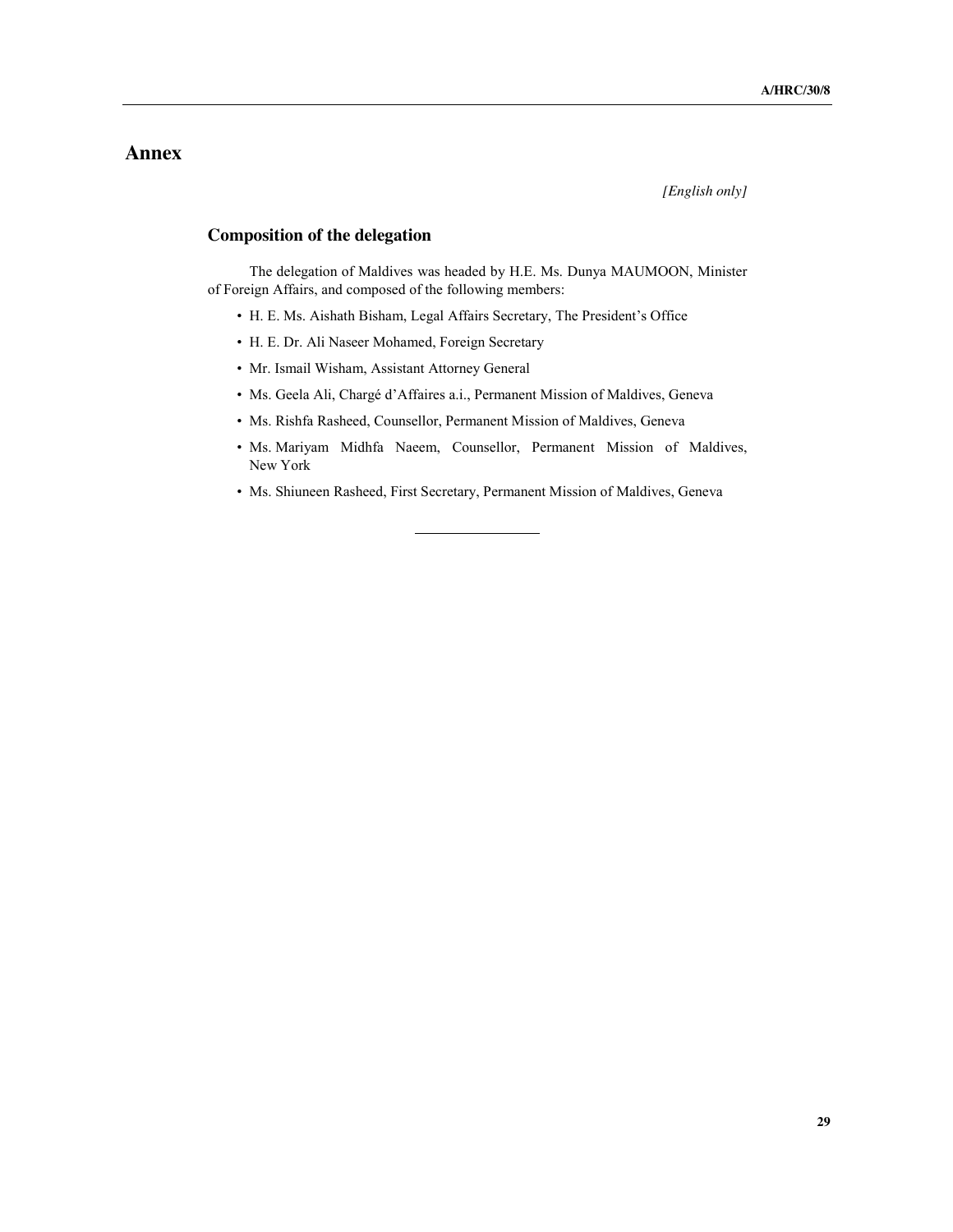# Annex

*[English only]*

## Composition of the delegation

The delegation of Maldives was headed by H.E. Ms. Dunya MAUMOON, Minister of Foreign Affairs, and composed of the following members:

- H. E. Ms. Aishath Bisham, Legal Affairs Secretary, The President's Office
- H. E. Dr. Ali Naseer Mohamed, Foreign Secretary
- Mr. Ismail Wisham, Assistant Attorney General
- Ms. Geela Ali, Chargé d'Affaires a.i., Permanent Mission of Maldives, Geneva
- Ms. Rishfa Rasheed, Counsellor, Permanent Mission of Maldives, Geneva
- Ms. Mariyam Midhfa Naeem, Counsellor, Permanent Mission of Maldives, New York
- Ms. Shiuneen Rasheed, First Secretary, Permanent Mission of Maldives, Geneva